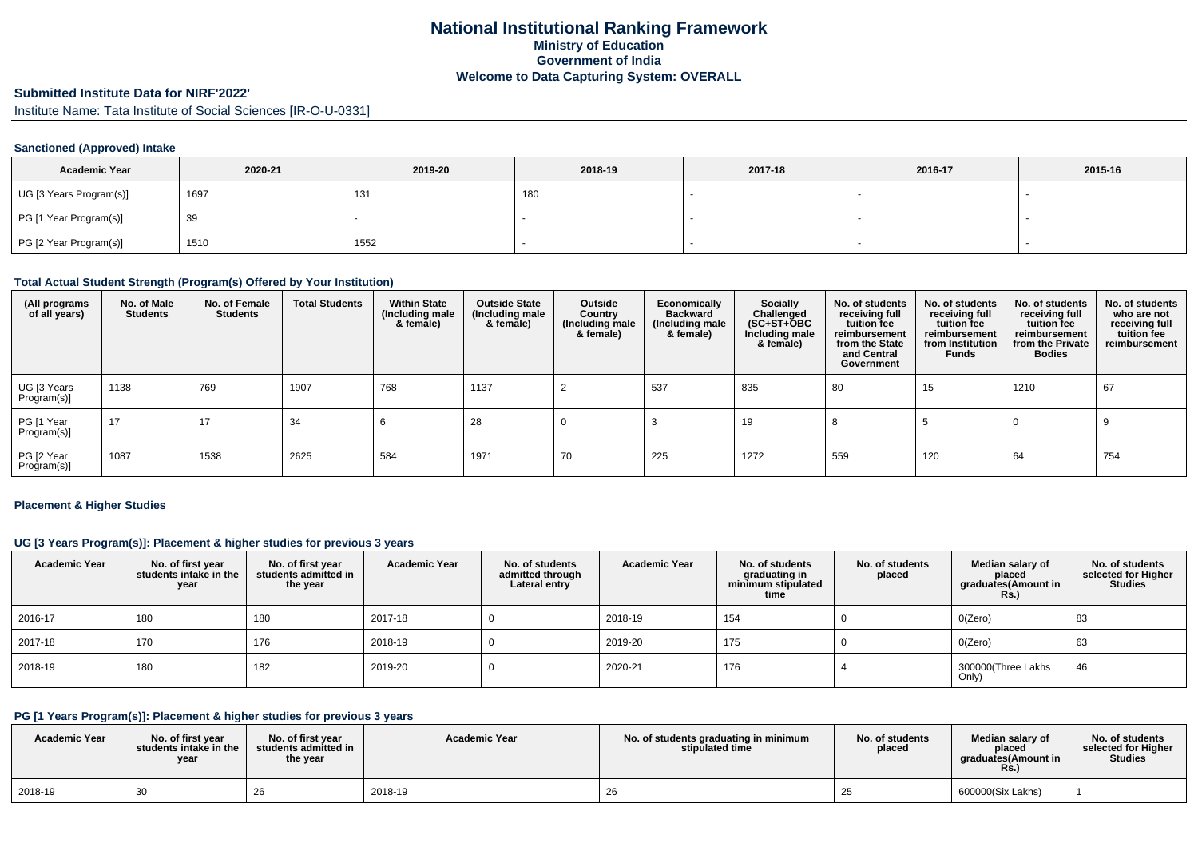# National Institutional Ranking Framework
## Ministry of Education
## Government of India
## Welcome to Data Capturing System: OVERALL

### Submitted Institute Data for NIRF'2022'

Institute Name: Tata Institute of Social Sciences [IR-O-U-0331]

#### Sanctioned (Approved) Intake

| Academic Year | 2020-21 | 2019-20 | 2018-19 | 2017-18 | 2016-17 | 2015-16 |
|---|---|---|---|---|---|---|
| UG [3 Years Program(s)] | 1697 | 131 | 180 | - | - | - |
| PG [1 Year Program(s)] | 39 | - | - | - | - | - |
| PG [2 Year Program(s)] | 1510 | 1552 | - | - | - | - |

#### Total Actual Student Strength (Program(s) Offered by Your Institution)

| (All programs of all years) | No. of Male Students | No. of Female Students | Total Students | Within State (Including male & female) | Outside State (Including male & female) | Outside Country (Including male & female) | Economically Backward (Including male & female) | Socially Challenged (SC+ST+OBC Including male & female) | No. of students receiving full tuition fee reimbursement from the State and Central Government | No. of students receiving full tuition fee reimbursement from Institution Funds | No. of students receiving full tuition fee reimbursement from the Private Bodies | No. of students who are not receiving full tuition fee reimbursement |
|---|---|---|---|---|---|---|---|---|---|---|---|---|
| UG [3 Years Program(s)] | 1138 | 769 | 1907 | 768 | 1137 | 2 | 537 | 835 | 80 | 15 | 1210 | 67 |
| PG [1 Year Program(s)] | 17 | 17 | 34 | 6 | 28 | 0 | 3 | 19 | 8 | 5 | 0 | 9 |
| PG [2 Year Program(s)] | 1087 | 1538 | 2625 | 584 | 1971 | 70 | 225 | 1272 | 559 | 120 | 64 | 754 |

#### Placement & Higher Studies

#### UG [3 Years Program(s)]: Placement & higher studies for previous 3 years

| Academic Year | No. of first year students intake in the year | No. of first year students admitted in the year | Academic Year | No. of students admitted through Lateral entry | Academic Year | No. of students graduating in minimum stipulated time | No. of students placed | Median salary of placed graduates(Amount in Rs.) | No. of students selected for Higher Studies |
|---|---|---|---|---|---|---|---|---|---|
| 2016-17 | 180 | 180 | 2017-18 | 0 | 2018-19 | 154 | 0 | 0(Zero) | 83 |
| 2017-18 | 170 | 176 | 2018-19 | 0 | 2019-20 | 175 | 0 | 0(Zero) | 63 |
| 2018-19 | 180 | 182 | 2019-20 | 0 | 2020-21 | 176 | 4 | 300000(Three Lakhs Only) | 46 |

#### PG [1 Years Program(s)]: Placement & higher studies for previous 3 years

| Academic Year | No. of first year students intake in the year | No. of first year students admitted in the year | Academic Year | No. of students graduating in minimum stipulated time | No. of students placed | Median salary of placed graduates(Amount in Rs.) | No. of students selected for Higher Studies |
|---|---|---|---|---|---|---|---|
| 2018-19 | 30 | 26 | 2018-19 | 26 | 25 | 600000(Six Lakhs) | 1 |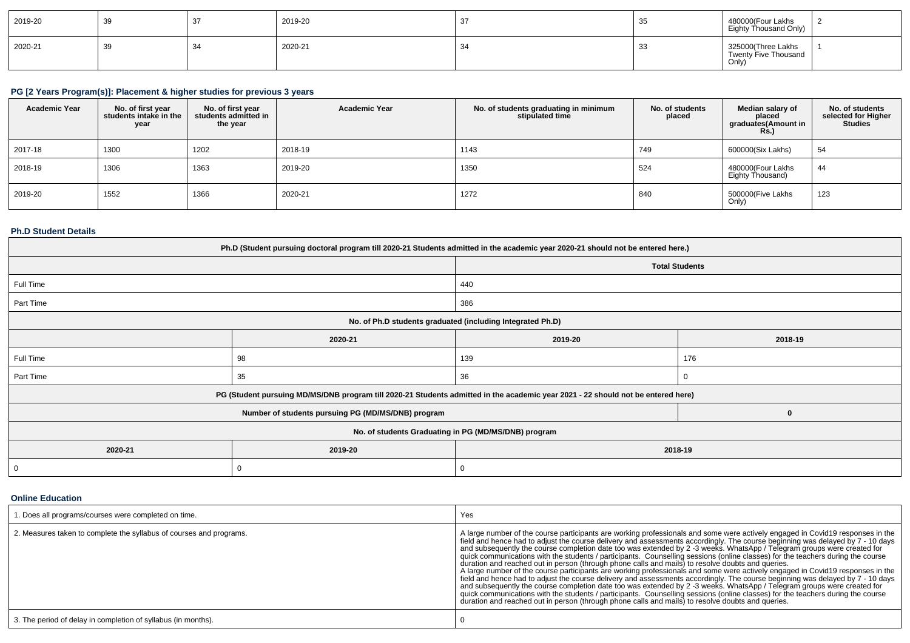| 2019-20 | 39 | 37 | 2019-20 | 37 | 35 | 480000(Four Lakhs Eighty Thousand Only) | 2 |
|---|---|---|---|---|---|---|---|
| 2020-21 | 39 | 34 | 2020-21 | 34 | 33 | 325000(Three Lakhs Twenty Five Thousand Only) | 1 |

### PG [2 Years Program(s)]: Placement & higher studies for previous 3 years

| Academic Year | No. of first year students intake in the year | No. of first year students admitted in the year | Academic Year | No. of students graduating in minimum stipulated time | No. of students placed | Median salary of placed graduates(Amount in Rs.) | No. of students selected for Higher Studies |
|---|---|---|---|---|---|---|---|
| 2017-18 | 1300 | 1202 | 2018-19 | 1143 | 749 | 600000(Six Lakhs) | 54 |
| 2018-19 | 1306 | 1363 | 2019-20 | 1350 | 524 | 480000(Four Lakhs Eighty Thousand) | 44 |
| 2019-20 | 1552 | 1366 | 2020-21 | 1272 | 840 | 500000(Five Lakhs Only) | 123 |

### Ph.D Student Details

| Ph.D (Student pursuing doctoral program till 2020-21 Students admitted in the academic year 2020-21 should not be entered here.) | |
|---|---|
| | Total Students |
| Full Time | 440 |
| Part Time | 386 |

| No. of Ph.D students graduated (including Integrated Ph.D) | | | |
|---|---|---|---|
| | 2020-21 | 2019-20 | 2018-19 |
| Full Time | 98 | 139 | 176 |
| Part Time | 35 | 36 | 0 |

| PG (Student pursuing MD/MS/DNB program till 2020-21 Students admitted in the academic year 2021 - 22 should not be entered here) | |
|---|---|
| Number of students pursuing PG (MD/MS/DNB) program | 0 |

| No. of students Graduating in PG (MD/MS/DNB) program | | |
|---|---|---|
| 2020-21 | 2019-20 | 2018-19 |
| 0 | 0 | 0 |

### Online Education

| | |
|---|---|
| 1. Does all programs/courses were completed on time. | Yes |
| 2. Measures taken to complete the syllabus of courses and programs. | A large number of the course participants are working professionals and some were actively engaged in Covid19 responses in the field and hence had to adjust the course delivery and assessments accordingly. The course beginning was delayed by 7 - 10 days and subsequently the course completion date too was extended by 2 -3 weeks. WhatsApp / Telegram groups were created for quick communications with the students / participants. Counselling sessions (online classes) for the teachers during the course duration and reached out in person (through phone calls and mails) to resolve doubts and queries. A large number of the course participants are working professionals and some were actively engaged in Covid19 responses in the field and hence had to adjust the course delivery and assessments accordingly. The course beginning was delayed by 7 - 10 days and subsequently the course completion date too was extended by 2 -3 weeks. WhatsApp / Telegram groups were created for quick communications with the students / participants. Counselling sessions (online classes) for the teachers during the course duration and reached out in person (through phone calls and mails) to resolve doubts and queries. |
| 3. The period of delay in completion of syllabus (in months). | 0 |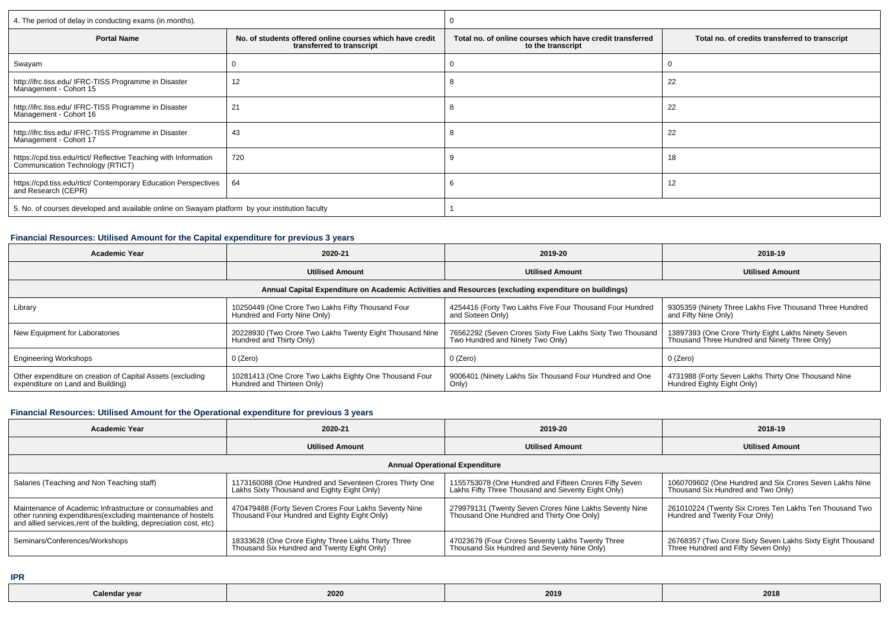| 4. The period of delay in conducting exams (in months). | | 0 | |
|---|---|---|---|
| **Portal Name** | **No. of students offered online courses which have credit transferred to transcript** | **Total no. of online courses which have credit transferred to the transcript** | **Total no. of credits transferred to transcript** |
| Swayam | 0 | 0 | 0 |
| http://ifrc.tiss.edu/ IFRC-TISS Programme in Disaster Management - Cohort 15 | 12 | 8 | 22 |
| http://ifrc.tiss.edu/ IFRC-TISS Programme in Disaster Management - Cohort 16 | 21 | 8 | 22 |
| http://ifrc.tiss.edu/ IFRC-TISS Programme in Disaster Management - Cohort 17 | 43 | 8 | 22 |
| https://cpd.tiss.edu/rtict/ Reflective Teaching with Information Communication Technology (RTICT) | 720 | 9 | 18 |
| https://cpd.tiss.edu/rtict/ Contemporary Education Perspectives and Research (CEPR) | 64 | 6 | 12 |
| 5. No. of courses developed and available online on Swayam platform by your institution faculty | | 1 | |

### Financial Resources: Utilised Amount for the Capital expenditure for previous 3 years

| Academic Year | 2020-21 | 2019-20 | 2018-19 |
|---|---|---|---|
| | **Utilised Amount** | **Utilised Amount** | **Utilised Amount** |
| **Annual Capital Expenditure on Academic Activities and Resources (excluding expenditure on buildings)** | | | |
| Library | 10250449 (One Crore Two Lakhs Fifty Thousand Four Hundred and Forty Nine Only) | 4254416 (Forty Two Lakhs Five Four Thousand Four Hundred and Sixteen Only) | 9305359 (Ninety Three Lakhs Five Thousand Three Hundred and Fifty Nine Only) |
| New Equipment for Laboratories | 20228930 (Two Crore Two Lakhs Twenty Eight Thousand Nine Hundred and Thirty Only) | 76562292 (Seven Crores Sixty Five Lakhs Sixty Two Thousand Two Hundred and Ninety Two Only) | 13897393 (One Crore Thirty Eight Lakhs Ninety Seven Thousand Three Hundred and Ninety Three Only) |
| Engineering Workshops | 0 (Zero) | 0 (Zero) | 0 (Zero) |
| Other expenditure on creation of Capital Assets (excluding expenditure on Land and Building) | 10281413 (One Crore Two Lakhs Eighty One Thousand Four Hundred and Thirteen Only) | 9006401 (Ninety Lakhs Six Thousand Four Hundred and One Only) | 4731988 (Forty Seven Lakhs Thirty One Thousand Nine Hundred Eighty Eight Only) |

### Financial Resources: Utilised Amount for the Operational expenditure for previous 3 years

| Academic Year | 2020-21 | 2019-20 | 2018-19 |
|---|---|---|---|
| | **Utilised Amount** | **Utilised Amount** | **Utilised Amount** |
| **Annual Operational Expenditure** | | | |
| Salaries (Teaching and Non Teaching staff) | 1173160088 (One Hundred and Seventeen Crores Thirty One Lakhs Sixty Thousand and Eighty Eight Only) | 1155753078 (One Hundred and Fifteen Crores Fifty Seven Lakhs Fifty Three Thousand and Seventy Eight Only) | 1060709602 (One Hundred and Six Crores Seven Lakhs Nine Thousand Six Hundred and Two Only) |
| Maintenance of Academic Infrastructure or consumables and other running expenditures(excluding maintenance of hostels and allied services,rent of the building, depreciation cost, etc) | 470479488 (Forty Seven Crores Four Lakhs Seventy Nine Thousand Four Hundred and Eighty Eight Only) | 279979131 (Twenty Seven Crores Nine Lakhs Seventy Nine Thousand One Hundred and Thirty One Only) | 261010224 (Twenty Six Crores Ten Lakhs Ten Thousand Two Hundred and Twenty Four Only) |
| Seminars/Conferences/Workshops | 18333628 (One Crore Eighty Three Lakhs Thirty Three Thousand Six Hundred and Twenty Eight Only) | 47023679 (Four Crores Seventy Lakhs Twenty Three Thousand Six Hundred and Seventy Nine Only) | 26768357 (Two Crore Sixty Seven Lakhs Sixty Eight Thousand Three Hundred and Fifty Seven Only) |

### IPR

| Calendar year | 2020 | 2019 | 2018 |
|---|---|---|---|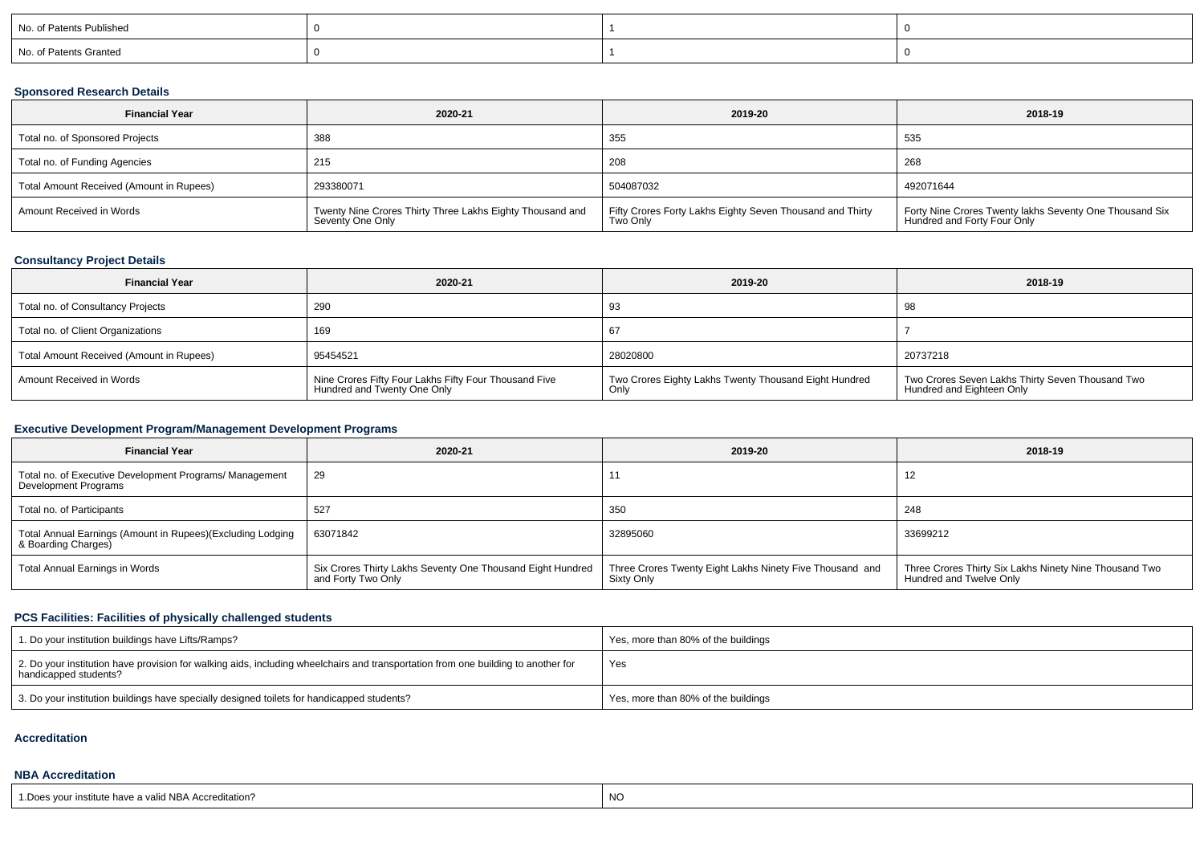| No. of Patents Published | 0 | 1 | 0 |
|---|---|---|---|
| No. of Patents Granted | 0 | 1 | 0 |

### Sponsored Research Details

| Financial Year | 2020-21 | 2019-20 | 2018-19 |
|---|---|---|---|
| Total no. of Sponsored Projects | 388 | 355 | 535 |
| Total no. of Funding Agencies | 215 | 208 | 268 |
| Total Amount Received (Amount in Rupees) | 293380071 | 504087032 | 492071644 |
| Amount Received in Words | Twenty Nine Crores Thirty Three Lakhs Eighty Thousand and Seventy One Only | Fifty Crores Forty Lakhs Eighty Seven Thousand and Thirty Two Only | Forty Nine Crores Twenty lakhs Seventy One Thousand Six Hundred and Forty Four Only |

### Consultancy Project Details

| Financial Year | 2020-21 | 2019-20 | 2018-19 |
|---|---|---|---|
| Total no. of Consultancy Projects | 290 | 93 | 98 |
| Total no. of Client Organizations | 169 | 67 | 7 |
| Total Amount Received (Amount in Rupees) | 95454521 | 28020800 | 20737218 |
| Amount Received in Words | Nine Crores Fifty Four Lakhs Fifty Four Thousand Five Hundred and Twenty One Only | Two Crores Eighty Lakhs Twenty Thousand Eight Hundred Only | Two Crores Seven Lakhs Thirty Seven Thousand Two Hundred and Eighteen Only |

### Executive Development Program/Management Development Programs

| Financial Year | 2020-21 | 2019-20 | 2018-19 |
|---|---|---|---|
| Total no. of Executive Development Programs/ Management Development Programs | 29 | 11 | 12 |
| Total no. of Participants | 527 | 350 | 248 |
| Total Annual Earnings (Amount in Rupees)(Excluding Lodging & Boarding Charges) | 63071842 | 32895060 | 33699212 |
| Total Annual Earnings in Words | Six Crores Thirty Lakhs Seventy One Thousand Eight Hundred and Forty Two Only | Three Crores Twenty Eight Lakhs Ninety Five Thousand and Sixty Only | Three Crores Thirty Six Lakhs Ninety Nine Thousand Two Hundred and Twelve Only |

### PCS Facilities: Facilities of physically challenged students

| 1. Do your institution buildings have Lifts/Ramps? | Yes, more than 80% of the buildings |
|---|---|
| 2. Do your institution have provision for walking aids, including wheelchairs and transportation from one building to another for handicapped students? | Yes |
| 3. Do your institution buildings have specially designed toilets for handicapped students? | Yes, more than 80% of the buildings |

### Accreditation

### NBA Accreditation

| 1.Does your institute have a valid NBA Accreditation? | NO |
|---|---|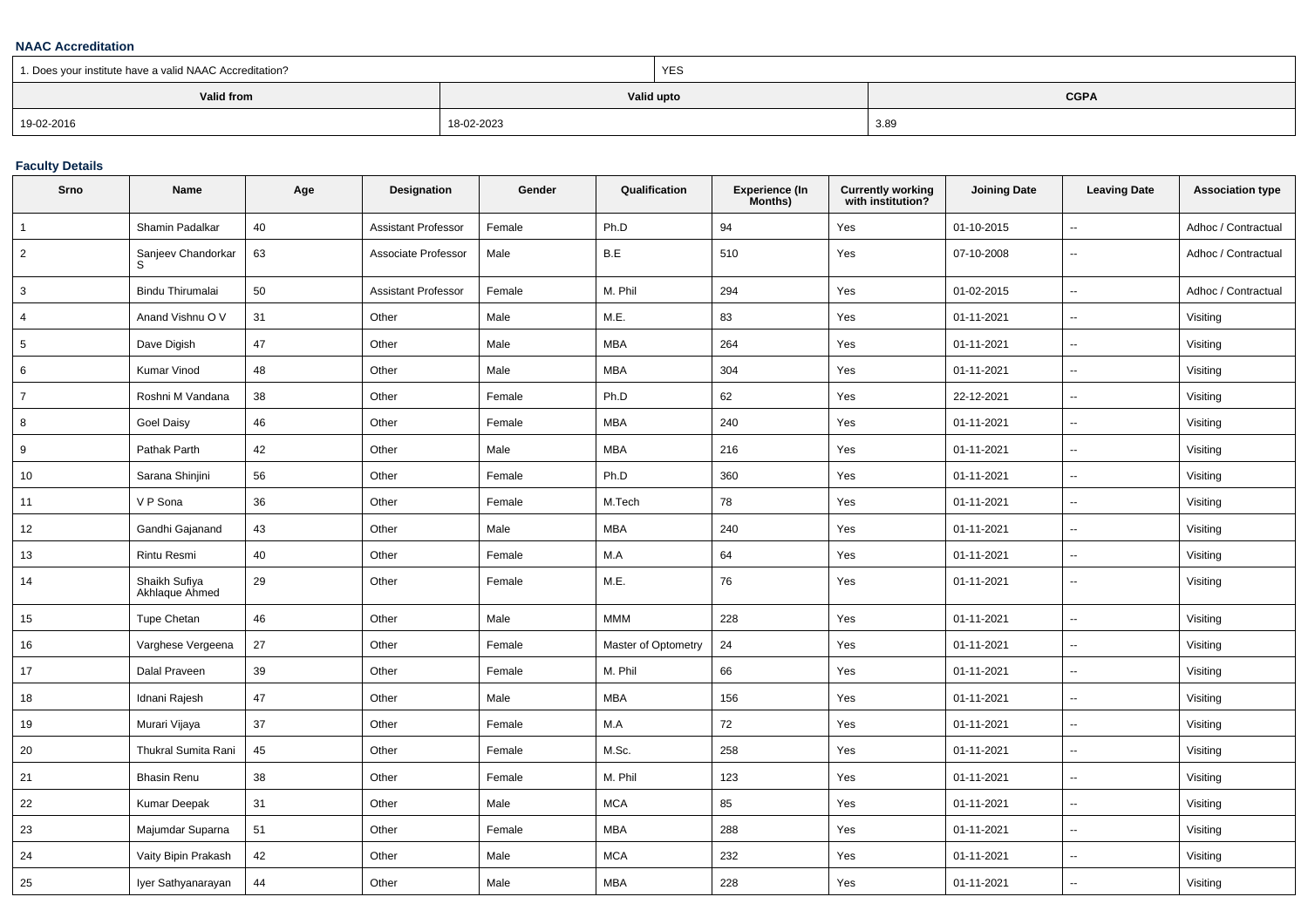### NAAC Accreditation

| 1. Does your institute have a valid NAAC Accreditation? | YES | |
|---|---|---|
| **Valid from** | **Valid upto** | **CGPA** |
| 19-02-2016 | 18-02-2023 | 3.89 |

### Faculty Details

| Srno | Name | Age | Designation | Gender | Qualification | Experience (In Months) | Currently working with institution? | Joining Date | Leaving Date | Association type |
|---|---|---|---|---|---|---|---|---|---|---|
| 1 | Shamin Padalkar | 40 | Assistant Professor | Female | Ph.D | 94 | Yes | 01-10-2015 | -- | Adhoc / Contractual |
| 2 | Sanjeev Chandorkar S | 63 | Associate Professor | Male | B.E | 510 | Yes | 07-10-2008 | -- | Adhoc / Contractual |
| 3 | Bindu Thirumalai | 50 | Assistant Professor | Female | M. Phil | 294 | Yes | 01-02-2015 | -- | Adhoc / Contractual |
| 4 | Anand Vishnu O V | 31 | Other | Male | M.E. | 83 | Yes | 01-11-2021 | -- | Visiting |
| 5 | Dave Digish | 47 | Other | Male | MBA | 264 | Yes | 01-11-2021 | -- | Visiting |
| 6 | Kumar Vinod | 48 | Other | Male | MBA | 304 | Yes | 01-11-2021 | -- | Visiting |
| 7 | Roshni M Vandana | 38 | Other | Female | Ph.D | 62 | Yes | 22-12-2021 | -- | Visiting |
| 8 | Goel Daisy | 46 | Other | Female | MBA | 240 | Yes | 01-11-2021 | -- | Visiting |
| 9 | Pathak Parth | 42 | Other | Male | MBA | 216 | Yes | 01-11-2021 | -- | Visiting |
| 10 | Sarana Shinjini | 56 | Other | Female | Ph.D | 360 | Yes | 01-11-2021 | -- | Visiting |
| 11 | V P Sona | 36 | Other | Female | M.Tech | 78 | Yes | 01-11-2021 | -- | Visiting |
| 12 | Gandhi Gajanand | 43 | Other | Male | MBA | 240 | Yes | 01-11-2021 | -- | Visiting |
| 13 | Rintu Resmi | 40 | Other | Female | M.A | 64 | Yes | 01-11-2021 | -- | Visiting |
| 14 | Shaikh Sufiya Akhlaque Ahmed | 29 | Other | Female | M.E. | 76 | Yes | 01-11-2021 | -- | Visiting |
| 15 | Tupe Chetan | 46 | Other | Male | MMM | 228 | Yes | 01-11-2021 | -- | Visiting |
| 16 | Varghese Vergeena | 27 | Other | Female | Master of Optometry | 24 | Yes | 01-11-2021 | -- | Visiting |
| 17 | Dalal Praveen | 39 | Other | Female | M. Phil | 66 | Yes | 01-11-2021 | -- | Visiting |
| 18 | Idnani Rajesh | 47 | Other | Male | MBA | 156 | Yes | 01-11-2021 | -- | Visiting |
| 19 | Murari Vijaya | 37 | Other | Female | M.A | 72 | Yes | 01-11-2021 | -- | Visiting |
| 20 | Thukral Sumita Rani | 45 | Other | Female | M.Sc. | 258 | Yes | 01-11-2021 | -- | Visiting |
| 21 | Bhasin Renu | 38 | Other | Female | M. Phil | 123 | Yes | 01-11-2021 | -- | Visiting |
| 22 | Kumar Deepak | 31 | Other | Male | MCA | 85 | Yes | 01-11-2021 | -- | Visiting |
| 23 | Majumdar Suparna | 51 | Other | Female | MBA | 288 | Yes | 01-11-2021 | -- | Visiting |
| 24 | Vaity Bipin Prakash | 42 | Other | Male | MCA | 232 | Yes | 01-11-2021 | -- | Visiting |
| 25 | Iyer Sathyanarayan | 44 | Other | Male | MBA | 228 | Yes | 01-11-2021 | -- | Visiting |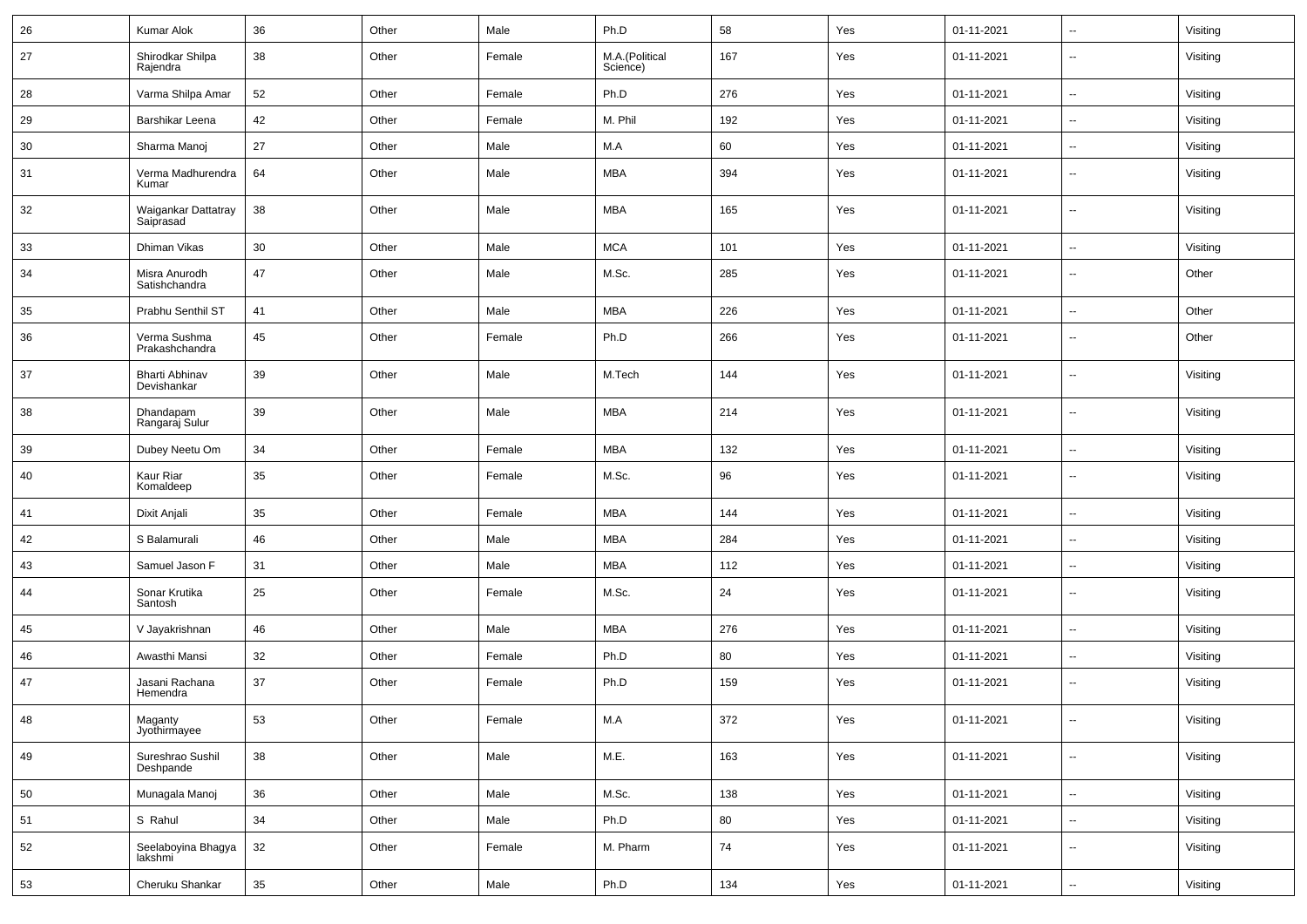| 26 | Kumar Alok | 36 | Other | Male | Ph.D | 58 | Yes | 01-11-2021 | -- | Visiting |
|---|---|---|---|---|---|---|---|---|---|---|
| 27 | Shirodkar Shilpa Rajendra | 38 | Other | Female | M.A.(Political Science) | 167 | Yes | 01-11-2021 | -- | Visiting |
| 28 | Varma Shilpa Amar | 52 | Other | Female | Ph.D | 276 | Yes | 01-11-2021 | -- | Visiting |
| 29 | Barshikar Leena | 42 | Other | Female | M. Phil | 192 | Yes | 01-11-2021 | -- | Visiting |
| 30 | Sharma Manoj | 27 | Other | Male | M.A | 60 | Yes | 01-11-2021 | -- | Visiting |
| 31 | Verma Madhurendra Kumar | 64 | Other | Male | MBA | 394 | Yes | 01-11-2021 | -- | Visiting |
| 32 | Waigankar Dattatray Saiprasad | 38 | Other | Male | MBA | 165 | Yes | 01-11-2021 | -- | Visiting |
| 33 | Dhiman Vikas | 30 | Other | Male | MCA | 101 | Yes | 01-11-2021 | -- | Visiting |
| 34 | Misra Anurodh Satishchandra | 47 | Other | Male | M.Sc. | 285 | Yes | 01-11-2021 | -- | Other |
| 35 | Prabhu Senthil ST | 41 | Other | Male | MBA | 226 | Yes | 01-11-2021 | -- | Other |
| 36 | Verma Sushma Prakashchandra | 45 | Other | Female | Ph.D | 266 | Yes | 01-11-2021 | -- | Other |
| 37 | Bharti Abhinav Devishankar | 39 | Other | Male | M.Tech | 144 | Yes | 01-11-2021 | -- | Visiting |
| 38 | Dhandapam Rangaraj Sulur | 39 | Other | Male | MBA | 214 | Yes | 01-11-2021 | -- | Visiting |
| 39 | Dubey Neetu Om | 34 | Other | Female | MBA | 132 | Yes | 01-11-2021 | -- | Visiting |
| 40 | Kaur Riar Komaldeep | 35 | Other | Female | M.Sc. | 96 | Yes | 01-11-2021 | -- | Visiting |
| 41 | Dixit Anjali | 35 | Other | Female | MBA | 144 | Yes | 01-11-2021 | -- | Visiting |
| 42 | S Balamurali | 46 | Other | Male | MBA | 284 | Yes | 01-11-2021 | -- | Visiting |
| 43 | Samuel Jason F | 31 | Other | Male | MBA | 112 | Yes | 01-11-2021 | -- | Visiting |
| 44 | Sonar Krutika Santosh | 25 | Other | Female | M.Sc. | 24 | Yes | 01-11-2021 | -- | Visiting |
| 45 | V Jayakrishnan | 46 | Other | Male | MBA | 276 | Yes | 01-11-2021 | -- | Visiting |
| 46 | Awasthi Mansi | 32 | Other | Female | Ph.D | 80 | Yes | 01-11-2021 | -- | Visiting |
| 47 | Jasani Rachana Hemendra | 37 | Other | Female | Ph.D | 159 | Yes | 01-11-2021 | -- | Visiting |
| 48 | Maganty Jyothirmayee | 53 | Other | Female | M.A | 372 | Yes | 01-11-2021 | -- | Visiting |
| 49 | Sureshrao Sushil Deshpande | 38 | Other | Male | M.E. | 163 | Yes | 01-11-2021 | -- | Visiting |
| 50 | Munagala Manoj | 36 | Other | Male | M.Sc. | 138 | Yes | 01-11-2021 | -- | Visiting |
| 51 | S Rahul | 34 | Other | Male | Ph.D | 80 | Yes | 01-11-2021 | -- | Visiting |
| 52 | Seelaboyina Bhagya lakshmi | 32 | Other | Female | M. Pharm | 74 | Yes | 01-11-2021 | -- | Visiting |
| 53 | Cheruku Shankar | 35 | Other | Male | Ph.D | 134 | Yes | 01-11-2021 | -- | Visiting |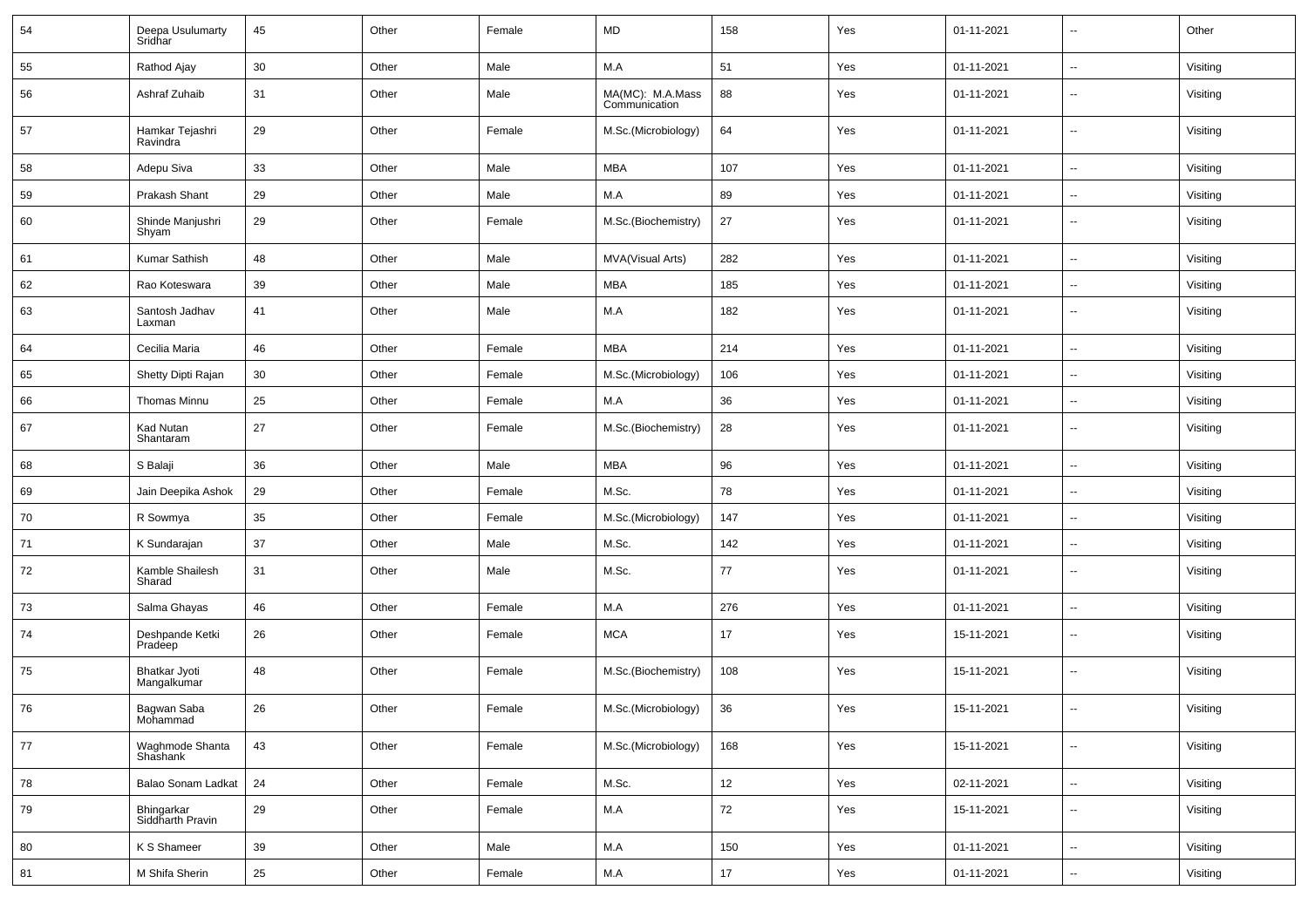| 54 | Deepa Usulumarty Sridhar | 45 | Other | Female | MD | 158 | Yes | 01-11-2021 | -- | Other |
|---|---|---|---|---|---|---|---|---|---|---|
| 55 | Rathod Ajay | 30 | Other | Male | M.A | 51 | Yes | 01-11-2021 | -- | Visiting |
| 56 | Ashraf Zuhaib | 31 | Other | Male | MA(MC): M.A.Mass Communication | 88 | Yes | 01-11-2021 | -- | Visiting |
| 57 | Hamkar Tejashri Ravindra | 29 | Other | Female | M.Sc.(Microbiology) | 64 | Yes | 01-11-2021 | -- | Visiting |
| 58 | Adepu Siva | 33 | Other | Male | MBA | 107 | Yes | 01-11-2021 | -- | Visiting |
| 59 | Prakash Shant | 29 | Other | Male | M.A | 89 | Yes | 01-11-2021 | -- | Visiting |
| 60 | Shinde Manjushri Shyam | 29 | Other | Female | M.Sc.(Biochemistry) | 27 | Yes | 01-11-2021 | -- | Visiting |
| 61 | Kumar Sathish | 48 | Other | Male | MVA(Visual Arts) | 282 | Yes | 01-11-2021 | -- | Visiting |
| 62 | Rao Koteswara | 39 | Other | Male | MBA | 185 | Yes | 01-11-2021 | -- | Visiting |
| 63 | Santosh Jadhav Laxman | 41 | Other | Male | M.A | 182 | Yes | 01-11-2021 | -- | Visiting |
| 64 | Cecilia Maria | 46 | Other | Female | MBA | 214 | Yes | 01-11-2021 | -- | Visiting |
| 65 | Shetty Dipti Rajan | 30 | Other | Female | M.Sc.(Microbiology) | 106 | Yes | 01-11-2021 | -- | Visiting |
| 66 | Thomas Minnu | 25 | Other | Female | M.A | 36 | Yes | 01-11-2021 | -- | Visiting |
| 67 | Kad Nutan Shantaram | 27 | Other | Female | M.Sc.(Biochemistry) | 28 | Yes | 01-11-2021 | -- | Visiting |
| 68 | S Balaji | 36 | Other | Male | MBA | 96 | Yes | 01-11-2021 | -- | Visiting |
| 69 | Jain Deepika Ashok | 29 | Other | Female | M.Sc. | 78 | Yes | 01-11-2021 | -- | Visiting |
| 70 | R Sowmya | 35 | Other | Female | M.Sc.(Microbiology) | 147 | Yes | 01-11-2021 | -- | Visiting |
| 71 | K Sundarajan | 37 | Other | Male | M.Sc. | 142 | Yes | 01-11-2021 | -- | Visiting |
| 72 | Kamble Shailesh Sharad | 31 | Other | Male | M.Sc. | 77 | Yes | 01-11-2021 | -- | Visiting |
| 73 | Salma Ghayas | 46 | Other | Female | M.A | 276 | Yes | 01-11-2021 | -- | Visiting |
| 74 | Deshpande Ketki Pradeep | 26 | Other | Female | MCA | 17 | Yes | 15-11-2021 | -- | Visiting |
| 75 | Bhatkar Jyoti Mangalkumar | 48 | Other | Female | M.Sc.(Biochemistry) | 108 | Yes | 15-11-2021 | -- | Visiting |
| 76 | Bagwan Saba Mohammad | 26 | Other | Female | M.Sc.(Microbiology) | 36 | Yes | 15-11-2021 | -- | Visiting |
| 77 | Waghmode Shanta Shashank | 43 | Other | Female | M.Sc.(Microbiology) | 168 | Yes | 15-11-2021 | -- | Visiting |
| 78 | Balao Sonam Ladkat | 24 | Other | Female | M.Sc. | 12 | Yes | 02-11-2021 | -- | Visiting |
| 79 | Bhingarkar Siddharth Pravin | 29 | Other | Female | M.A | 72 | Yes | 15-11-2021 | -- | Visiting |
| 80 | K S Shameer | 39 | Other | Male | M.A | 150 | Yes | 01-11-2021 | -- | Visiting |
| 81 | M Shifa Sherin | 25 | Other | Female | M.A | 17 | Yes | 01-11-2021 | -- | Visiting |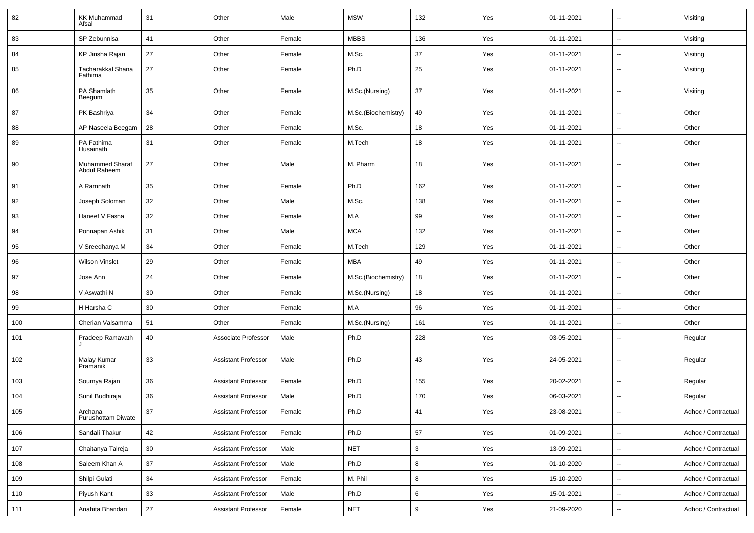| 82 | KK Muhammad Afsal | 31 | Other | Male | MSW | 132 | Yes | 01-11-2021 | -- | Visiting |
|---|---|---|---|---|---|---|---|---|---|---|
| 83 | SP Zebunnisa | 41 | Other | Female | MBBS | 136 | Yes | 01-11-2021 | -- | Visiting |
| 84 | KP Jinsha Rajan | 27 | Other | Female | M.Sc. | 37 | Yes | 01-11-2021 | -- | Visiting |
| 85 | Tacharakkal Shana Fathima | 27 | Other | Female | Ph.D | 25 | Yes | 01-11-2021 | -- | Visiting |
| 86 | PA Shamlath Beegum | 35 | Other | Female | M.Sc.(Nursing) | 37 | Yes | 01-11-2021 | -- | Visiting |
| 87 | PK Bashriya | 34 | Other | Female | M.Sc.(Biochemistry) | 49 | Yes | 01-11-2021 | -- | Other |
| 88 | AP Naseela Beegam | 28 | Other | Female | M.Sc. | 18 | Yes | 01-11-2021 | -- | Other |
| 89 | PA Fathima Husainath | 31 | Other | Female | M.Tech | 18 | Yes | 01-11-2021 | -- | Other |
| 90 | Muhammed Sharaf Abdul Raheem | 27 | Other | Male | M. Pharm | 18 | Yes | 01-11-2021 | -- | Other |
| 91 | A Ramnath | 35 | Other | Female | Ph.D | 162 | Yes | 01-11-2021 | -- | Other |
| 92 | Joseph Soloman | 32 | Other | Male | M.Sc. | 138 | Yes | 01-11-2021 | -- | Other |
| 93 | Haneef V Fasna | 32 | Other | Female | M.A | 99 | Yes | 01-11-2021 | -- | Other |
| 94 | Ponnapan Ashik | 31 | Other | Male | MCA | 132 | Yes | 01-11-2021 | -- | Other |
| 95 | V Sreedhanya M | 34 | Other | Female | M.Tech | 129 | Yes | 01-11-2021 | -- | Other |
| 96 | Wilson Vinslet | 29 | Other | Female | MBA | 49 | Yes | 01-11-2021 | -- | Other |
| 97 | Jose Ann | 24 | Other | Female | M.Sc.(Biochemistry) | 18 | Yes | 01-11-2021 | -- | Other |
| 98 | V Aswathi N | 30 | Other | Female | M.Sc.(Nursing) | 18 | Yes | 01-11-2021 | -- | Other |
| 99 | H Harsha C | 30 | Other | Female | M.A | 96 | Yes | 01-11-2021 | -- | Other |
| 100 | Cherian Valsamma | 51 | Other | Female | M.Sc.(Nursing) | 161 | Yes | 01-11-2021 | -- | Other |
| 101 | Pradeep Ramavath J | 40 | Associate Professor | Male | Ph.D | 228 | Yes | 03-05-2021 | -- | Regular |
| 102 | Malay Kumar Pramanik | 33 | Assistant Professor | Male | Ph.D | 43 | Yes | 24-05-2021 | -- | Regular |
| 103 | Soumya Rajan | 36 | Assistant Professor | Female | Ph.D | 155 | Yes | 20-02-2021 | -- | Regular |
| 104 | Sunil Budhiraja | 36 | Assistant Professor | Male | Ph.D | 170 | Yes | 06-03-2021 | -- | Regular |
| 105 | Archana Purushottam Diwate | 37 | Assistant Professor | Female | Ph.D | 41 | Yes | 23-08-2021 | -- | Adhoc / Contractual |
| 106 | Sandali Thakur | 42 | Assistant Professor | Female | Ph.D | 57 | Yes | 01-09-2021 | -- | Adhoc / Contractual |
| 107 | Chaitanya Talreja | 30 | Assistant Professor | Male | NET | 3 | Yes | 13-09-2021 | -- | Adhoc / Contractual |
| 108 | Saleem Khan A | 37 | Assistant Professor | Male | Ph.D | 8 | Yes | 01-10-2020 | -- | Adhoc / Contractual |
| 109 | Shilpi Gulati | 34 | Assistant Professor | Female | M. Phil | 8 | Yes | 15-10-2020 | -- | Adhoc / Contractual |
| 110 | Piyush Kant | 33 | Assistant Professor | Male | Ph.D | 6 | Yes | 15-01-2021 | -- | Adhoc / Contractual |
| 111 | Anahita Bhandari | 27 | Assistant Professor | Female | NET | 9 | Yes | 21-09-2020 | -- | Adhoc / Contractual |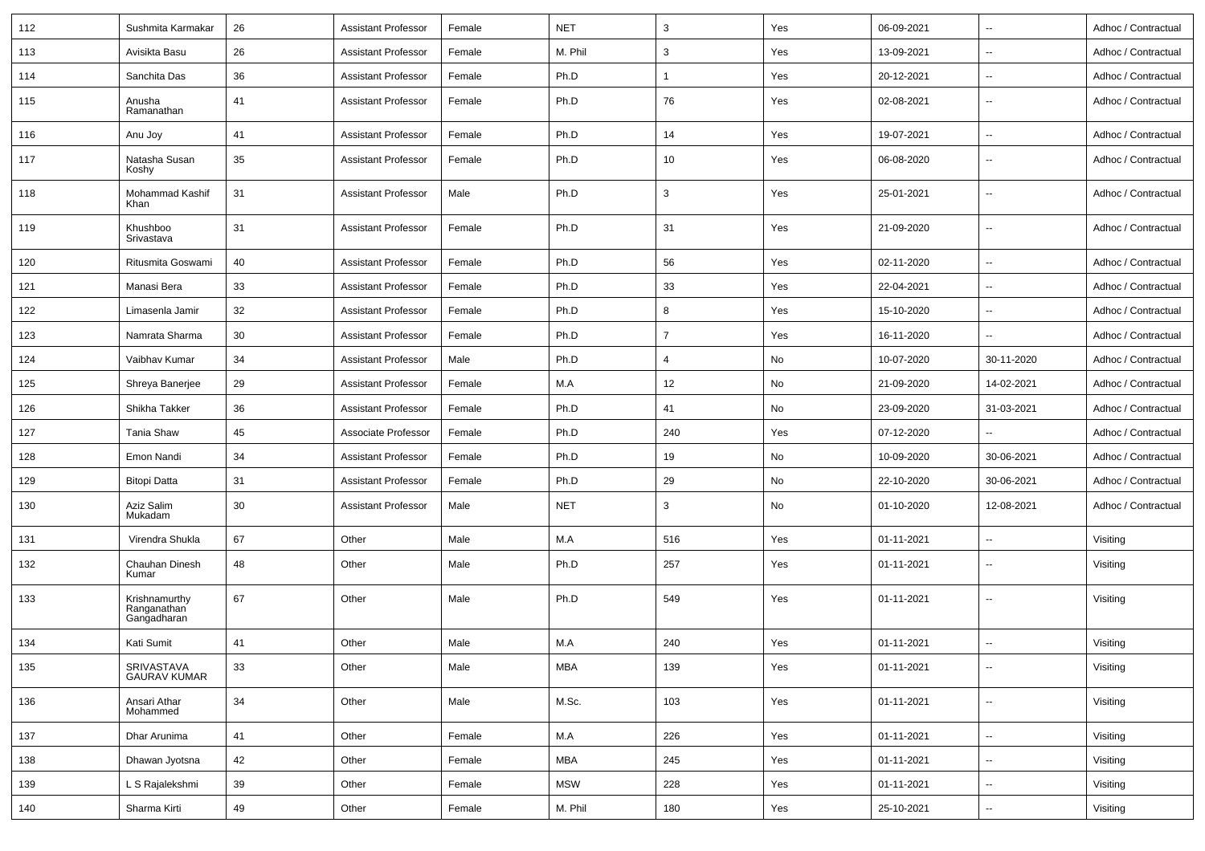| 112 | Sushmita Karmakar | 26 | Assistant Professor | Female | NET | 3 | Yes | 06-09-2021 | -- | Adhoc / Contractual |
|---|---|---|---|---|---|---|---|---|---|---|
| 113 | Avisikta Basu | 26 | Assistant Professor | Female | M. Phil | 3 | Yes | 13-09-2021 | -- | Adhoc / Contractual |
| 114 | Sanchita Das | 36 | Assistant Professor | Female | Ph.D | 1 | Yes | 20-12-2021 | -- | Adhoc / Contractual |
| 115 | Anusha Ramanathan | 41 | Assistant Professor | Female | Ph.D | 76 | Yes | 02-08-2021 | -- | Adhoc / Contractual |
| 116 | Anu Joy | 41 | Assistant Professor | Female | Ph.D | 14 | Yes | 19-07-2021 | -- | Adhoc / Contractual |
| 117 | Natasha Susan Koshy | 35 | Assistant Professor | Female | Ph.D | 10 | Yes | 06-08-2020 | -- | Adhoc / Contractual |
| 118 | Mohammad Kashif Khan | 31 | Assistant Professor | Male | Ph.D | 3 | Yes | 25-01-2021 | -- | Adhoc / Contractual |
| 119 | Khushboo Srivastava | 31 | Assistant Professor | Female | Ph.D | 31 | Yes | 21-09-2020 | -- | Adhoc / Contractual |
| 120 | Ritusmita Goswami | 40 | Assistant Professor | Female | Ph.D | 56 | Yes | 02-11-2020 | -- | Adhoc / Contractual |
| 121 | Manasi Bera | 33 | Assistant Professor | Female | Ph.D | 33 | Yes | 22-04-2021 | -- | Adhoc / Contractual |
| 122 | Limasenla Jamir | 32 | Assistant Professor | Female | Ph.D | 8 | Yes | 15-10-2020 | -- | Adhoc / Contractual |
| 123 | Namrata Sharma | 30 | Assistant Professor | Female | Ph.D | 7 | Yes | 16-11-2020 | -- | Adhoc / Contractual |
| 124 | Vaibhav Kumar | 34 | Assistant Professor | Male | Ph.D | 4 | No | 10-07-2020 | 30-11-2020 | Adhoc / Contractual |
| 125 | Shreya Banerjee | 29 | Assistant Professor | Female | M.A | 12 | No | 21-09-2020 | 14-02-2021 | Adhoc / Contractual |
| 126 | Shikha Takker | 36 | Assistant Professor | Female | Ph.D | 41 | No | 23-09-2020 | 31-03-2021 | Adhoc / Contractual |
| 127 | Tania Shaw | 45 | Associate Professor | Female | Ph.D | 240 | Yes | 07-12-2020 | -- | Adhoc / Contractual |
| 128 | Emon Nandi | 34 | Assistant Professor | Female | Ph.D | 19 | No | 10-09-2020 | 30-06-2021 | Adhoc / Contractual |
| 129 | Bitopi Datta | 31 | Assistant Professor | Female | Ph.D | 29 | No | 22-10-2020 | 30-06-2021 | Adhoc / Contractual |
| 130 | Aziz Salim Mukadam | 30 | Assistant Professor | Male | NET | 3 | No | 01-10-2020 | 12-08-2021 | Adhoc / Contractual |
| 131 | Virendra Shukla | 67 | Other | Male | M.A | 516 | Yes | 01-11-2021 | -- | Visiting |
| 132 | Chauhan Dinesh Kumar | 48 | Other | Male | Ph.D | 257 | Yes | 01-11-2021 | -- | Visiting |
| 133 | Krishnamurthy Ranganathan Gangadharan | 67 | Other | Male | Ph.D | 549 | Yes | 01-11-2021 | -- | Visiting |
| 134 | Kati Sumit | 41 | Other | Male | M.A | 240 | Yes | 01-11-2021 | -- | Visiting |
| 135 | SRIVASTAVA GAURAV KUMAR | 33 | Other | Male | MBA | 139 | Yes | 01-11-2021 | -- | Visiting |
| 136 | Ansari Athar Mohammed | 34 | Other | Male | M.Sc. | 103 | Yes | 01-11-2021 | -- | Visiting |
| 137 | Dhar Arunima | 41 | Other | Female | M.A | 226 | Yes | 01-11-2021 | -- | Visiting |
| 138 | Dhawan Jyotsna | 42 | Other | Female | MBA | 245 | Yes | 01-11-2021 | -- | Visiting |
| 139 | L S Rajalekshmi | 39 | Other | Female | MSW | 228 | Yes | 01-11-2021 | -- | Visiting |
| 140 | Sharma Kirti | 49 | Other | Female | M. Phil | 180 | Yes | 25-10-2021 | -- | Visiting |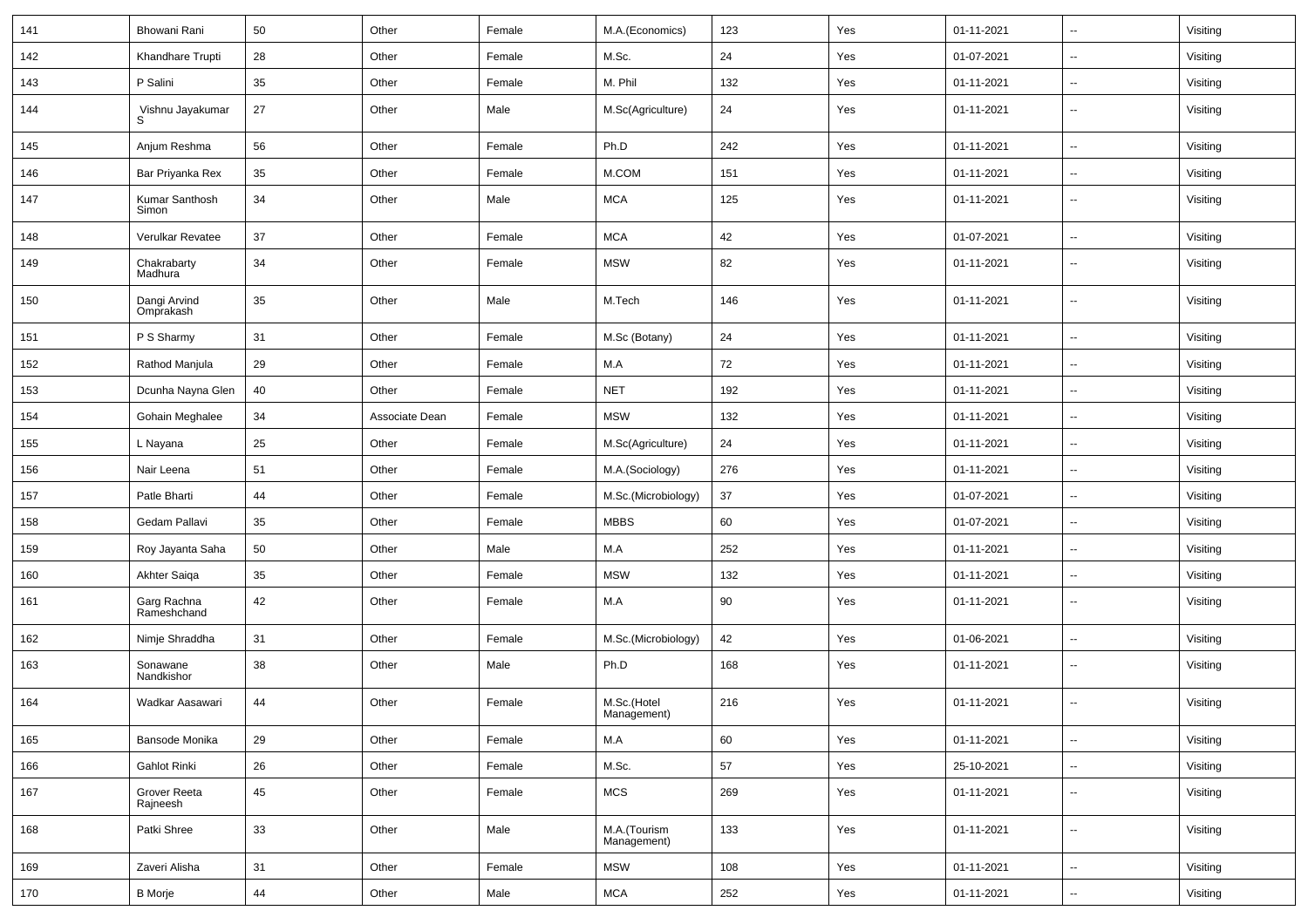| 141 | Bhowani Rani | 50 | Other | Female | M.A.(Economics) | 123 | Yes | 01-11-2021 | -- | Visiting |
|---|---|---|---|---|---|---|---|---|---|---|
| 142 | Khandhare Trupti | 28 | Other | Female | M.Sc. | 24 | Yes | 01-07-2021 | -- | Visiting |
| 143 | P Salini | 35 | Other | Female | M. Phil | 132 | Yes | 01-11-2021 | -- | Visiting |
| 144 | Vishnu Jayakumar S | 27 | Other | Male | M.Sc(Agriculture) | 24 | Yes | 01-11-2021 | -- | Visiting |
| 145 | Anjum Reshma | 56 | Other | Female | Ph.D | 242 | Yes | 01-11-2021 | -- | Visiting |
| 146 | Bar Priyanka Rex | 35 | Other | Female | M.COM | 151 | Yes | 01-11-2021 | -- | Visiting |
| 147 | Kumar Santhosh Simon | 34 | Other | Male | MCA | 125 | Yes | 01-11-2021 | -- | Visiting |
| 148 | Verulkar Revatee | 37 | Other | Female | MCA | 42 | Yes | 01-07-2021 | -- | Visiting |
| 149 | Chakrabarty Madhura | 34 | Other | Female | MSW | 82 | Yes | 01-11-2021 | -- | Visiting |
| 150 | Dangi Arvind Omprakash | 35 | Other | Male | M.Tech | 146 | Yes | 01-11-2021 | -- | Visiting |
| 151 | P S Sharmy | 31 | Other | Female | M.Sc (Botany) | 24 | Yes | 01-11-2021 | -- | Visiting |
| 152 | Rathod Manjula | 29 | Other | Female | M.A | 72 | Yes | 01-11-2021 | -- | Visiting |
| 153 | Dcunha Nayna Glen | 40 | Other | Female | NET | 192 | Yes | 01-11-2021 | -- | Visiting |
| 154 | Gohain Meghalee | 34 | Associate Dean | Female | MSW | 132 | Yes | 01-11-2021 | -- | Visiting |
| 155 | L Nayana | 25 | Other | Female | M.Sc(Agriculture) | 24 | Yes | 01-11-2021 | -- | Visiting |
| 156 | Nair Leena | 51 | Other | Female | M.A.(Sociology) | 276 | Yes | 01-11-2021 | -- | Visiting |
| 157 | Patle Bharti | 44 | Other | Female | M.Sc.(Microbiology) | 37 | Yes | 01-07-2021 | -- | Visiting |
| 158 | Gedam Pallavi | 35 | Other | Female | MBBS | 60 | Yes | 01-07-2021 | -- | Visiting |
| 159 | Roy Jayanta Saha | 50 | Other | Male | M.A | 252 | Yes | 01-11-2021 | -- | Visiting |
| 160 | Akhter Saiqa | 35 | Other | Female | MSW | 132 | Yes | 01-11-2021 | -- | Visiting |
| 161 | Garg Rachna Rameshchand | 42 | Other | Female | M.A | 90 | Yes | 01-11-2021 | -- | Visiting |
| 162 | Nimje Shraddha | 31 | Other | Female | M.Sc.(Microbiology) | 42 | Yes | 01-06-2021 | -- | Visiting |
| 163 | Sonawane Nandkishor | 38 | Other | Male | Ph.D | 168 | Yes | 01-11-2021 | -- | Visiting |
| 164 | Wadkar Aasawari | 44 | Other | Female | M.Sc.(Hotel Management) | 216 | Yes | 01-11-2021 | -- | Visiting |
| 165 | Bansode Monika | 29 | Other | Female | M.A | 60 | Yes | 01-11-2021 | -- | Visiting |
| 166 | Gahlot Rinki | 26 | Other | Female | M.Sc. | 57 | Yes | 25-10-2021 | -- | Visiting |
| 167 | Grover Reeta Rajneesh | 45 | Other | Female | MCS | 269 | Yes | 01-11-2021 | -- | Visiting |
| 168 | Patki Shree | 33 | Other | Male | M.A.(Tourism Management) | 133 | Yes | 01-11-2021 | -- | Visiting |
| 169 | Zaveri Alisha | 31 | Other | Female | MSW | 108 | Yes | 01-11-2021 | -- | Visiting |
| 170 | B Morje | 44 | Other | Male | MCA | 252 | Yes | 01-11-2021 | -- | Visiting |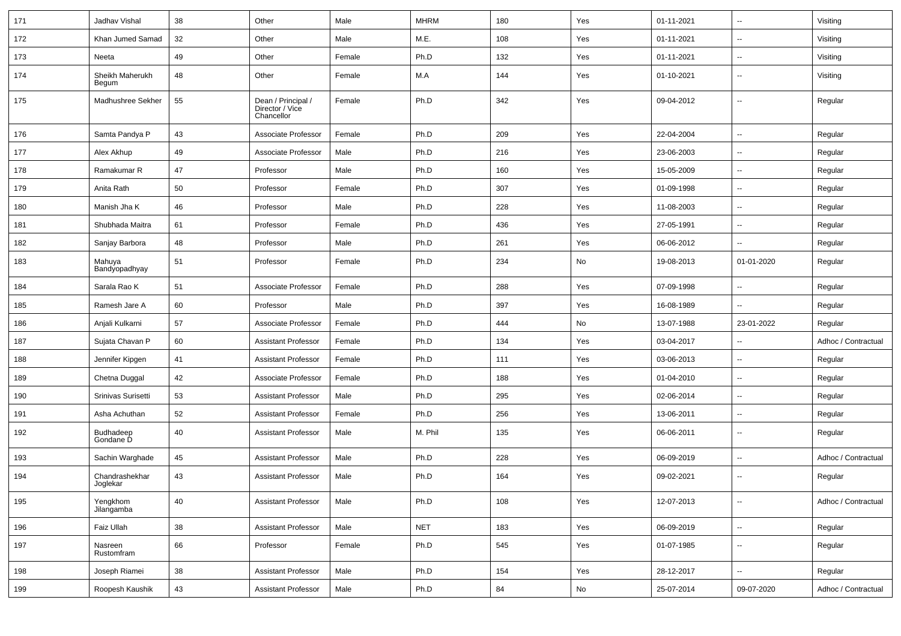| 171 | Jadhav Vishal | 38 | Other | Male | MHRM | 180 | Yes | 01-11-2021 | -- | Visiting |
|---|---|---|---|---|---|---|---|---|---|---|
| 172 | Khan Jumed Samad | 32 | Other | Male | M.E. | 108 | Yes | 01-11-2021 | -- | Visiting |
| 173 | Neeta | 49 | Other | Female | Ph.D | 132 | Yes | 01-11-2021 | -- | Visiting |
| 174 | Sheikh Maherukh Begum | 48 | Other | Female | M.A | 144 | Yes | 01-10-2021 | -- | Visiting |
| 175 | Madhushree Sekher | 55 | Dean / Principal / Director / Vice Chancellor | Female | Ph.D | 342 | Yes | 09-04-2012 | -- | Regular |
| 176 | Samta Pandya P | 43 | Associate Professor | Female | Ph.D | 209 | Yes | 22-04-2004 | -- | Regular |
| 177 | Alex Akhup | 49 | Associate Professor | Male | Ph.D | 216 | Yes | 23-06-2003 | -- | Regular |
| 178 | Ramakumar R | 47 | Professor | Male | Ph.D | 160 | Yes | 15-05-2009 | -- | Regular |
| 179 | Anita Rath | 50 | Professor | Female | Ph.D | 307 | Yes | 01-09-1998 | -- | Regular |
| 180 | Manish Jha K | 46 | Professor | Male | Ph.D | 228 | Yes | 11-08-2003 | -- | Regular |
| 181 | Shubhada Maitra | 61 | Professor | Female | Ph.D | 436 | Yes | 27-05-1991 | -- | Regular |
| 182 | Sanjay Barbora | 48 | Professor | Male | Ph.D | 261 | Yes | 06-06-2012 | -- | Regular |
| 183 | Mahuya Bandyopadhyay | 51 | Professor | Female | Ph.D | 234 | No | 19-08-2013 | 01-01-2020 | Regular |
| 184 | Sarala Rao K | 51 | Associate Professor | Female | Ph.D | 288 | Yes | 07-09-1998 | -- | Regular |
| 185 | Ramesh Jare A | 60 | Professor | Male | Ph.D | 397 | Yes | 16-08-1989 | -- | Regular |
| 186 | Anjali Kulkarni | 57 | Associate Professor | Female | Ph.D | 444 | No | 13-07-1988 | 23-01-2022 | Regular |
| 187 | Sujata Chavan P | 60 | Assistant Professor | Female | Ph.D | 134 | Yes | 03-04-2017 | -- | Adhoc / Contractual |
| 188 | Jennifer Kipgen | 41 | Assistant Professor | Female | Ph.D | 111 | Yes | 03-06-2013 | -- | Regular |
| 189 | Chetna Duggal | 42 | Associate Professor | Female | Ph.D | 188 | Yes | 01-04-2010 | -- | Regular |
| 190 | Srinivas Surisetti | 53 | Assistant Professor | Male | Ph.D | 295 | Yes | 02-06-2014 | -- | Regular |
| 191 | Asha Achuthan | 52 | Assistant Professor | Female | Ph.D | 256 | Yes | 13-06-2011 | -- | Regular |
| 192 | Budhadeep Gondane D | 40 | Assistant Professor | Male | M. Phil | 135 | Yes | 06-06-2011 | -- | Regular |
| 193 | Sachin Warghade | 45 | Assistant Professor | Male | Ph.D | 228 | Yes | 06-09-2019 | -- | Adhoc / Contractual |
| 194 | Chandrashekhar Joglekar | 43 | Assistant Professor | Male | Ph.D | 164 | Yes | 09-02-2021 | -- | Regular |
| 195 | Yengkhom Jilangamba | 40 | Assistant Professor | Male | Ph.D | 108 | Yes | 12-07-2013 | -- | Adhoc / Contractual |
| 196 | Faiz Ullah | 38 | Assistant Professor | Male | NET | 183 | Yes | 06-09-2019 | -- | Regular |
| 197 | Nasreen Rustomfram | 66 | Professor | Female | Ph.D | 545 | Yes | 01-07-1985 | -- | Regular |
| 198 | Joseph Riamei | 38 | Assistant Professor | Male | Ph.D | 154 | Yes | 28-12-2017 | -- | Regular |
| 199 | Roopesh Kaushik | 43 | Assistant Professor | Male | Ph.D | 84 | No | 25-07-2014 | 09-07-2020 | Adhoc / Contractual |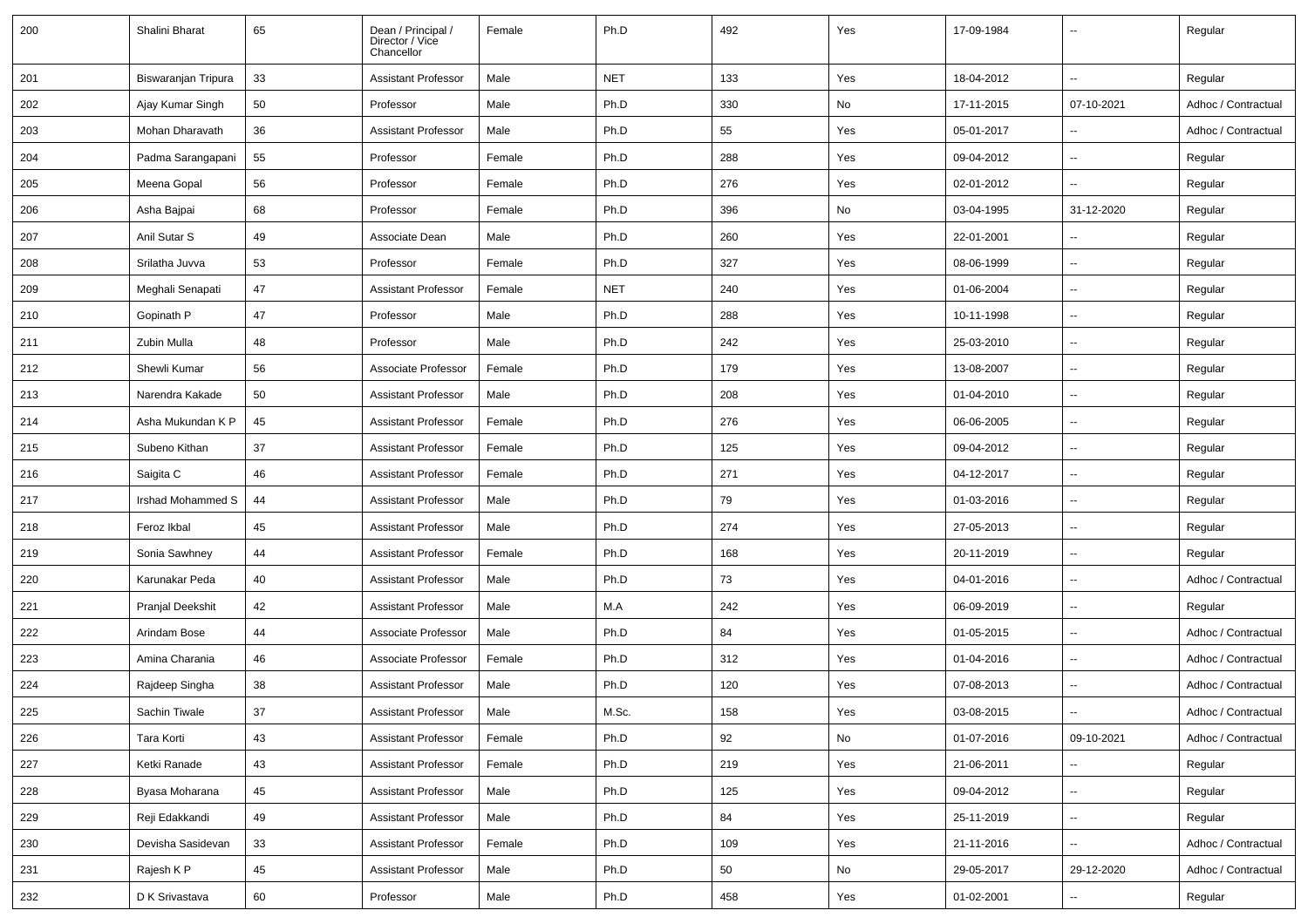| 200 | Shalini Bharat | 65 | Dean / Principal / Director / Vice Chancellor | Female | Ph.D | 492 | Yes | 17-09-1984 | -- | Regular |
|---|---|---|---|---|---|---|---|---|---|---|
| 201 | Biswaranjan Tripura | 33 | Assistant Professor | Male | NET | 133 | Yes | 18-04-2012 | -- | Regular |
| 202 | Ajay Kumar Singh | 50 | Professor | Male | Ph.D | 330 | No | 17-11-2015 | 07-10-2021 | Adhoc / Contractual |
| 203 | Mohan Dharavath | 36 | Assistant Professor | Male | Ph.D | 55 | Yes | 05-01-2017 | -- | Adhoc / Contractual |
| 204 | Padma Sarangapani | 55 | Professor | Female | Ph.D | 288 | Yes | 09-04-2012 | -- | Regular |
| 205 | Meena Gopal | 56 | Professor | Female | Ph.D | 276 | Yes | 02-01-2012 | -- | Regular |
| 206 | Asha Bajpai | 68 | Professor | Female | Ph.D | 396 | No | 03-04-1995 | 31-12-2020 | Regular |
| 207 | Anil Sutar S | 49 | Associate Dean | Male | Ph.D | 260 | Yes | 22-01-2001 | -- | Regular |
| 208 | Srilatha Juvva | 53 | Professor | Female | Ph.D | 327 | Yes | 08-06-1999 | -- | Regular |
| 209 | Meghali Senapati | 47 | Assistant Professor | Female | NET | 240 | Yes | 01-06-2004 | -- | Regular |
| 210 | Gopinath P | 47 | Professor | Male | Ph.D | 288 | Yes | 10-11-1998 | -- | Regular |
| 211 | Zubin Mulla | 48 | Professor | Male | Ph.D | 242 | Yes | 25-03-2010 | -- | Regular |
| 212 | Shewli Kumar | 56 | Associate Professor | Female | Ph.D | 179 | Yes | 13-08-2007 | -- | Regular |
| 213 | Narendra Kakade | 50 | Assistant Professor | Male | Ph.D | 208 | Yes | 01-04-2010 | -- | Regular |
| 214 | Asha Mukundan K P | 45 | Assistant Professor | Female | Ph.D | 276 | Yes | 06-06-2005 | -- | Regular |
| 215 | Subeno Kithan | 37 | Assistant Professor | Female | Ph.D | 125 | Yes | 09-04-2012 | -- | Regular |
| 216 | Saigita C | 46 | Assistant Professor | Female | Ph.D | 271 | Yes | 04-12-2017 | -- | Regular |
| 217 | Irshad Mohammed S | 44 | Assistant Professor | Male | Ph.D | 79 | Yes | 01-03-2016 | -- | Regular |
| 218 | Feroz Ikbal | 45 | Assistant Professor | Male | Ph.D | 274 | Yes | 27-05-2013 | -- | Regular |
| 219 | Sonia Sawhney | 44 | Assistant Professor | Female | Ph.D | 168 | Yes | 20-11-2019 | -- | Regular |
| 220 | Karunakar Peda | 40 | Assistant Professor | Male | Ph.D | 73 | Yes | 04-01-2016 | -- | Adhoc / Contractual |
| 221 | Pranjal Deekshit | 42 | Assistant Professor | Male | M.A | 242 | Yes | 06-09-2019 | -- | Regular |
| 222 | Arindam Bose | 44 | Associate Professor | Male | Ph.D | 84 | Yes | 01-05-2015 | -- | Adhoc / Contractual |
| 223 | Amina Charania | 46 | Associate Professor | Female | Ph.D | 312 | Yes | 01-04-2016 | -- | Adhoc / Contractual |
| 224 | Rajdeep Singha | 38 | Assistant Professor | Male | Ph.D | 120 | Yes | 07-08-2013 | -- | Adhoc / Contractual |
| 225 | Sachin Tiwale | 37 | Assistant Professor | Male | M.Sc. | 158 | Yes | 03-08-2015 | -- | Adhoc / Contractual |
| 226 | Tara Korti | 43 | Assistant Professor | Female | Ph.D | 92 | No | 01-07-2016 | 09-10-2021 | Adhoc / Contractual |
| 227 | Ketki Ranade | 43 | Assistant Professor | Female | Ph.D | 219 | Yes | 21-06-2011 | -- | Regular |
| 228 | Byasa Moharana | 45 | Assistant Professor | Male | Ph.D | 125 | Yes | 09-04-2012 | -- | Regular |
| 229 | Reji Edakkandi | 49 | Assistant Professor | Male | Ph.D | 84 | Yes | 25-11-2019 | -- | Regular |
| 230 | Devisha Sasidevan | 33 | Assistant Professor | Female | Ph.D | 109 | Yes | 21-11-2016 | -- | Adhoc / Contractual |
| 231 | Rajesh K P | 45 | Assistant Professor | Male | Ph.D | 50 | No | 29-05-2017 | 29-12-2020 | Adhoc / Contractual |
| 232 | D K Srivastava | 60 | Professor | Male | Ph.D | 458 | Yes | 01-02-2001 | -- | Regular |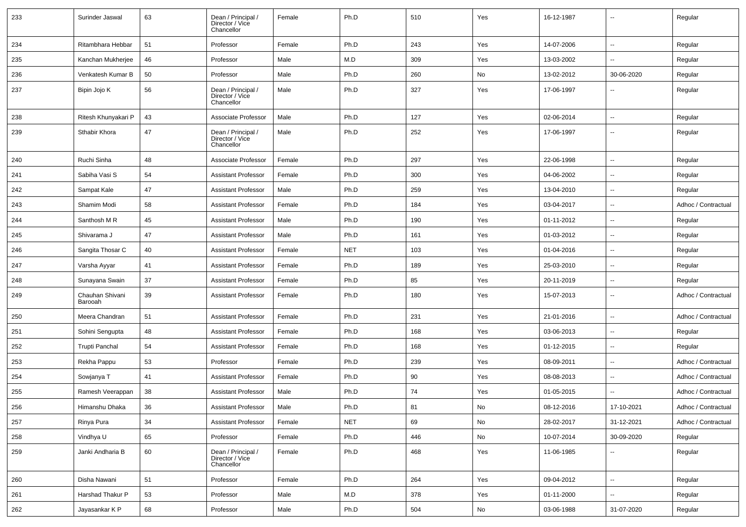| 233 | Surinder Jaswal | 63 | Dean / Principal / Director / Vice Chancellor | Female | Ph.D | 510 | Yes | 16-12-1987 | -- | Regular |
|---|---|---|---|---|---|---|---|---|---|---|
| 234 | Ritambhara Hebbar | 51 | Professor | Female | Ph.D | 243 | Yes | 14-07-2006 | -- | Regular |
| 235 | Kanchan Mukherjee | 46 | Professor | Male | M.D | 309 | Yes | 13-03-2002 | -- | Regular |
| 236 | Venkatesh Kumar B | 50 | Professor | Male | Ph.D | 260 | No | 13-02-2012 | 30-06-2020 | Regular |
| 237 | Bipin Jojo K | 56 | Dean / Principal / Director / Vice Chancellor | Male | Ph.D | 327 | Yes | 17-06-1997 | -- | Regular |
| 238 | Ritesh Khunyakari P | 43 | Associate Professor | Male | Ph.D | 127 | Yes | 02-06-2014 | -- | Regular |
| 239 | Sthabir Khora | 47 | Dean / Principal / Director / Vice Chancellor | Male | Ph.D | 252 | Yes | 17-06-1997 | -- | Regular |
| 240 | Ruchi Sinha | 48 | Associate Professor | Female | Ph.D | 297 | Yes | 22-06-1998 | -- | Regular |
| 241 | Sabiha Vasi S | 54 | Assistant Professor | Female | Ph.D | 300 | Yes | 04-06-2002 | -- | Regular |
| 242 | Sampat Kale | 47 | Assistant Professor | Male | Ph.D | 259 | Yes | 13-04-2010 | -- | Regular |
| 243 | Shamim Modi | 58 | Assistant Professor | Female | Ph.D | 184 | Yes | 03-04-2017 | -- | Adhoc / Contractual |
| 244 | Santhosh M R | 45 | Assistant Professor | Male | Ph.D | 190 | Yes | 01-11-2012 | -- | Regular |
| 245 | Shivarama J | 47 | Assistant Professor | Male | Ph.D | 161 | Yes | 01-03-2012 | -- | Regular |
| 246 | Sangita Thosar C | 40 | Assistant Professor | Female | NET | 103 | Yes | 01-04-2016 | -- | Regular |
| 247 | Varsha Ayyar | 41 | Assistant Professor | Female | Ph.D | 189 | Yes | 25-03-2010 | -- | Regular |
| 248 | Sunayana Swain | 37 | Assistant Professor | Female | Ph.D | 85 | Yes | 20-11-2019 | -- | Regular |
| 249 | Chauhan Shivani Barooah | 39 | Assistant Professor | Female | Ph.D | 180 | Yes | 15-07-2013 | -- | Adhoc / Contractual |
| 250 | Meera Chandran | 51 | Assistant Professor | Female | Ph.D | 231 | Yes | 21-01-2016 | -- | Adhoc / Contractual |
| 251 | Sohini Sengupta | 48 | Assistant Professor | Female | Ph.D | 168 | Yes | 03-06-2013 | -- | Regular |
| 252 | Trupti Panchal | 54 | Assistant Professor | Female | Ph.D | 168 | Yes | 01-12-2015 | -- | Regular |
| 253 | Rekha Pappu | 53 | Professor | Female | Ph.D | 239 | Yes | 08-09-2011 | -- | Adhoc / Contractual |
| 254 | Sowjanya T | 41 | Assistant Professor | Female | Ph.D | 90 | Yes | 08-08-2013 | -- | Adhoc / Contractual |
| 255 | Ramesh Veerappan | 38 | Assistant Professor | Male | Ph.D | 74 | Yes | 01-05-2015 | -- | Adhoc / Contractual |
| 256 | Himanshu Dhaka | 36 | Assistant Professor | Male | Ph.D | 81 | No | 08-12-2016 | 17-10-2021 | Adhoc / Contractual |
| 257 | Rinya Pura | 34 | Assistant Professor | Female | NET | 69 | No | 28-02-2017 | 31-12-2021 | Adhoc / Contractual |
| 258 | Vindhya U | 65 | Professor | Female | Ph.D | 446 | No | 10-07-2014 | 30-09-2020 | Regular |
| 259 | Janki Andharia B | 60 | Dean / Principal / Director / Vice Chancellor | Female | Ph.D | 468 | Yes | 11-06-1985 | -- | Regular |
| 260 | Disha Nawani | 51 | Professor | Female | Ph.D | 264 | Yes | 09-04-2012 | -- | Regular |
| 261 | Harshad Thakur P | 53 | Professor | Male | M.D | 378 | Yes | 01-11-2000 | -- | Regular |
| 262 | Jayasankar K P | 68 | Professor | Male | Ph.D | 504 | No | 03-06-1988 | 31-07-2020 | Regular |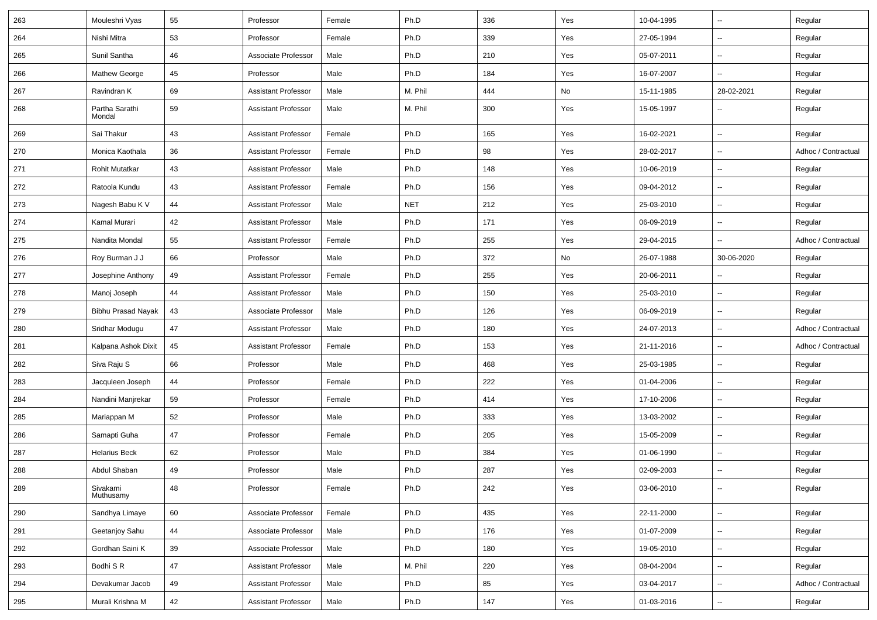| 263 | Mouleshri Vyas | 55 | Professor | Female | Ph.D | 336 | Yes | 10-04-1995 | -- | Regular |
|---|---|---|---|---|---|---|---|---|---|---|
| 264 | Nishi Mitra | 53 | Professor | Female | Ph.D | 339 | Yes | 27-05-1994 | -- | Regular |
| 265 | Sunil Santha | 46 | Associate Professor | Male | Ph.D | 210 | Yes | 05-07-2011 | -- | Regular |
| 266 | Mathew George | 45 | Professor | Male | Ph.D | 184 | Yes | 16-07-2007 | -- | Regular |
| 267 | Ravindran K | 69 | Assistant Professor | Male | M. Phil | 444 | No | 15-11-1985 | 28-02-2021 | Regular |
| 268 | Partha Sarathi Mondal | 59 | Assistant Professor | Male | M. Phil | 300 | Yes | 15-05-1997 | -- | Regular |
| 269 | Sai Thakur | 43 | Assistant Professor | Female | Ph.D | 165 | Yes | 16-02-2021 | -- | Regular |
| 270 | Monica Kaothala | 36 | Assistant Professor | Female | Ph.D | 98 | Yes | 28-02-2017 | -- | Adhoc / Contractual |
| 271 | Rohit Mutatkar | 43 | Assistant Professor | Male | Ph.D | 148 | Yes | 10-06-2019 | -- | Regular |
| 272 | Ratoola Kundu | 43 | Assistant Professor | Female | Ph.D | 156 | Yes | 09-04-2012 | -- | Regular |
| 273 | Nagesh Babu K V | 44 | Assistant Professor | Male | NET | 212 | Yes | 25-03-2010 | -- | Regular |
| 274 | Kamal Murari | 42 | Assistant Professor | Male | Ph.D | 171 | Yes | 06-09-2019 | -- | Regular |
| 275 | Nandita Mondal | 55 | Assistant Professor | Female | Ph.D | 255 | Yes | 29-04-2015 | -- | Adhoc / Contractual |
| 276 | Roy Burman J J | 66 | Professor | Male | Ph.D | 372 | No | 26-07-1988 | 30-06-2020 | Regular |
| 277 | Josephine Anthony | 49 | Assistant Professor | Female | Ph.D | 255 | Yes | 20-06-2011 | -- | Regular |
| 278 | Manoj Joseph | 44 | Assistant Professor | Male | Ph.D | 150 | Yes | 25-03-2010 | -- | Regular |
| 279 | Bibhu Prasad Nayak | 43 | Associate Professor | Male | Ph.D | 126 | Yes | 06-09-2019 | -- | Regular |
| 280 | Sridhar Modugu | 47 | Assistant Professor | Male | Ph.D | 180 | Yes | 24-07-2013 | -- | Adhoc / Contractual |
| 281 | Kalpana Ashok Dixit | 45 | Assistant Professor | Female | Ph.D | 153 | Yes | 21-11-2016 | -- | Adhoc / Contractual |
| 282 | Siva Raju S | 66 | Professor | Male | Ph.D | 468 | Yes | 25-03-1985 | -- | Regular |
| 283 | Jacquleen Joseph | 44 | Professor | Female | Ph.D | 222 | Yes | 01-04-2006 | -- | Regular |
| 284 | Nandini Manjrekar | 59 | Professor | Female | Ph.D | 414 | Yes | 17-10-2006 | -- | Regular |
| 285 | Mariappan M | 52 | Professor | Male | Ph.D | 333 | Yes | 13-03-2002 | -- | Regular |
| 286 | Samapti Guha | 47 | Professor | Female | Ph.D | 205 | Yes | 15-05-2009 | -- | Regular |
| 287 | Helarius Beck | 62 | Professor | Male | Ph.D | 384 | Yes | 01-06-1990 | -- | Regular |
| 288 | Abdul Shaban | 49 | Professor | Male | Ph.D | 287 | Yes | 02-09-2003 | -- | Regular |
| 289 | Sivakami Muthusamy | 48 | Professor | Female | Ph.D | 242 | Yes | 03-06-2010 | -- | Regular |
| 290 | Sandhya Limaye | 60 | Associate Professor | Female | Ph.D | 435 | Yes | 22-11-2000 | -- | Regular |
| 291 | Geetanjoy Sahu | 44 | Associate Professor | Male | Ph.D | 176 | Yes | 01-07-2009 | -- | Regular |
| 292 | Gordhan Saini K | 39 | Associate Professor | Male | Ph.D | 180 | Yes | 19-05-2010 | -- | Regular |
| 293 | Bodhi S R | 47 | Assistant Professor | Male | M. Phil | 220 | Yes | 08-04-2004 | -- | Regular |
| 294 | Devakumar Jacob | 49 | Assistant Professor | Male | Ph.D | 85 | Yes | 03-04-2017 | -- | Adhoc / Contractual |
| 295 | Murali Krishna M | 42 | Assistant Professor | Male | Ph.D | 147 | Yes | 01-03-2016 | -- | Regular |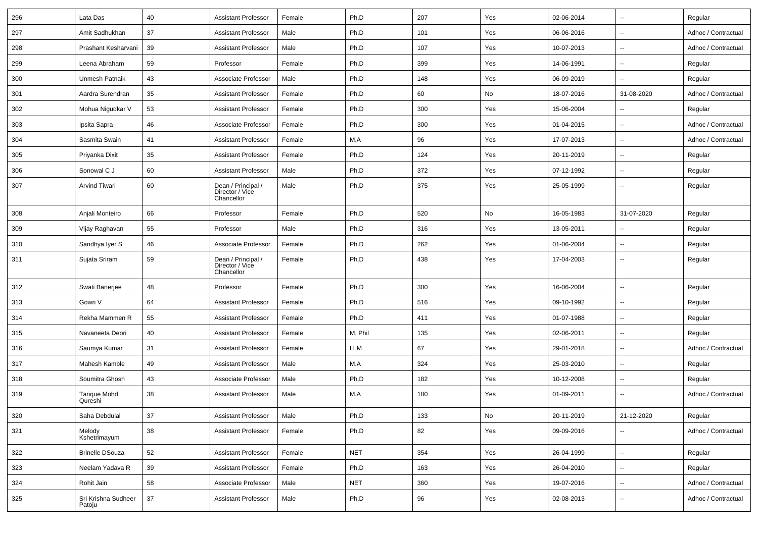| 296 | Lata Das | 40 | Assistant Professor | Female | Ph.D | 207 | Yes | 02-06-2014 | -- | Regular |
|---|---|---|---|---|---|---|---|---|---|---|
| 297 | Amit Sadhukhan | 37 | Assistant Professor | Male | Ph.D | 101 | Yes | 06-06-2016 | -- | Adhoc / Contractual |
| 298 | Prashant Kesharvani | 39 | Assistant Professor | Male | Ph.D | 107 | Yes | 10-07-2013 | -- | Adhoc / Contractual |
| 299 | Leena Abraham | 59 | Professor | Female | Ph.D | 399 | Yes | 14-06-1991 | -- | Regular |
| 300 | Unmesh Patnaik | 43 | Associate Professor | Male | Ph.D | 148 | Yes | 06-09-2019 | -- | Regular |
| 301 | Aardra Surendran | 35 | Assistant Professor | Female | Ph.D | 60 | No | 18-07-2016 | 31-08-2020 | Adhoc / Contractual |
| 302 | Mohua Nigudkar V | 53 | Assistant Professor | Female | Ph.D | 300 | Yes | 15-06-2004 | -- | Regular |
| 303 | Ipsita Sapra | 46 | Associate Professor | Female | Ph.D | 300 | Yes | 01-04-2015 | -- | Adhoc / Contractual |
| 304 | Sasmita Swain | 41 | Assistant Professor | Female | M.A | 96 | Yes | 17-07-2013 | -- | Adhoc / Contractual |
| 305 | Priyanka Dixit | 35 | Assistant Professor | Female | Ph.D | 124 | Yes | 20-11-2019 | -- | Regular |
| 306 | Sonowal C J | 60 | Assistant Professor | Male | Ph.D | 372 | Yes | 07-12-1992 | -- | Regular |
| 307 | Arvind Tiwari | 60 | Dean / Principal / Director / Vice Chancellor | Male | Ph.D | 375 | Yes | 25-05-1999 | -- | Regular |
| 308 | Anjali Monteiro | 66 | Professor | Female | Ph.D | 520 | No | 16-05-1983 | 31-07-2020 | Regular |
| 309 | Vijay Raghavan | 55 | Professor | Male | Ph.D | 316 | Yes | 13-05-2011 | -- | Regular |
| 310 | Sandhya Iyer S | 46 | Associate Professor | Female | Ph.D | 262 | Yes | 01-06-2004 | -- | Regular |
| 311 | Sujata Sriram | 59 | Dean / Principal / Director / Vice Chancellor | Female | Ph.D | 438 | Yes | 17-04-2003 | -- | Regular |
| 312 | Swati Banerjee | 48 | Professor | Female | Ph.D | 300 | Yes | 16-06-2004 | -- | Regular |
| 313 | Gowri V | 64 | Assistant Professor | Female | Ph.D | 516 | Yes | 09-10-1992 | -- | Regular |
| 314 | Rekha Mammen R | 55 | Assistant Professor | Female | Ph.D | 411 | Yes | 01-07-1988 | -- | Regular |
| 315 | Navaneeta Deori | 40 | Assistant Professor | Female | M. Phil | 135 | Yes | 02-06-2011 | -- | Regular |
| 316 | Saumya Kumar | 31 | Assistant Professor | Female | LLM | 67 | Yes | 29-01-2018 | -- | Adhoc / Contractual |
| 317 | Mahesh Kamble | 49 | Assistant Professor | Male | M.A | 324 | Yes | 25-03-2010 | -- | Regular |
| 318 | Soumitra Ghosh | 43 | Associate Professor | Male | Ph.D | 182 | Yes | 10-12-2008 | -- | Regular |
| 319 | Tarique Mohd Qureshi | 38 | Assistant Professor | Male | M.A | 180 | Yes | 01-09-2011 | -- | Adhoc / Contractual |
| 320 | Saha Debdulal | 37 | Assistant Professor | Male | Ph.D | 133 | No | 20-11-2019 | 21-12-2020 | Regular |
| 321 | Melody Kshetrimayum | 38 | Assistant Professor | Female | Ph.D | 82 | Yes | 09-09-2016 | -- | Adhoc / Contractual |
| 322 | Brinelle DSouza | 52 | Assistant Professor | Female | NET | 354 | Yes | 26-04-1999 | -- | Regular |
| 323 | Neelam Yadava R | 39 | Assistant Professor | Female | Ph.D | 163 | Yes | 26-04-2010 | -- | Regular |
| 324 | Rohit Jain | 58 | Associate Professor | Male | NET | 360 | Yes | 19-07-2016 | -- | Adhoc / Contractual |
| 325 | Sri Krishna Sudheer Patoju | 37 | Assistant Professor | Male | Ph.D | 96 | Yes | 02-08-2013 | -- | Adhoc / Contractual |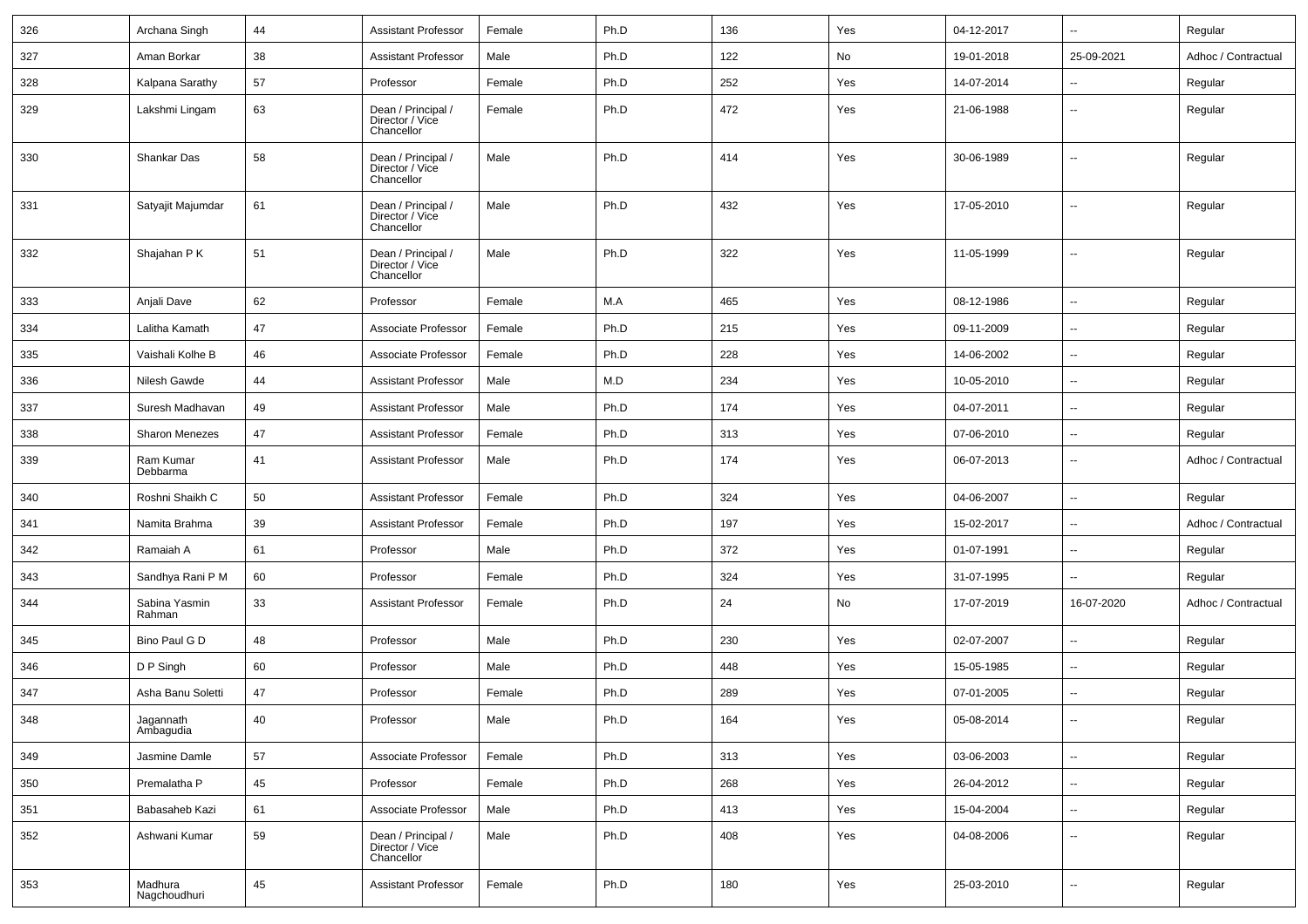| 326 | Archana Singh | 44 | Assistant Professor | Female | Ph.D | 136 | Yes | 04-12-2017 | -- | Regular |
|---|---|---|---|---|---|---|---|---|---|---|
| 327 | Aman Borkar | 38 | Assistant Professor | Male | Ph.D | 122 | No | 19-01-2018 | 25-09-2021 | Adhoc / Contractual |
| 328 | Kalpana Sarathy | 57 | Professor | Female | Ph.D | 252 | Yes | 14-07-2014 | -- | Regular |
| 329 | Lakshmi Lingam | 63 | Dean / Principal / Director / Vice Chancellor | Female | Ph.D | 472 | Yes | 21-06-1988 | -- | Regular |
| 330 | Shankar Das | 58 | Dean / Principal / Director / Vice Chancellor | Male | Ph.D | 414 | Yes | 30-06-1989 | -- | Regular |
| 331 | Satyajit Majumdar | 61 | Dean / Principal / Director / Vice Chancellor | Male | Ph.D | 432 | Yes | 17-05-2010 | -- | Regular |
| 332 | Shajahan P K | 51 | Dean / Principal / Director / Vice Chancellor | Male | Ph.D | 322 | Yes | 11-05-1999 | -- | Regular |
| 333 | Anjali Dave | 62 | Professor | Female | M.A | 465 | Yes | 08-12-1986 | -- | Regular |
| 334 | Lalitha Kamath | 47 | Associate Professor | Female | Ph.D | 215 | Yes | 09-11-2009 | -- | Regular |
| 335 | Vaishali Kolhe B | 46 | Associate Professor | Female | Ph.D | 228 | Yes | 14-06-2002 | -- | Regular |
| 336 | Nilesh Gawde | 44 | Assistant Professor | Male | M.D | 234 | Yes | 10-05-2010 | -- | Regular |
| 337 | Suresh Madhavan | 49 | Assistant Professor | Male | Ph.D | 174 | Yes | 04-07-2011 | -- | Regular |
| 338 | Sharon Menezes | 47 | Assistant Professor | Female | Ph.D | 313 | Yes | 07-06-2010 | -- | Regular |
| 339 | Ram Kumar Debbarma | 41 | Assistant Professor | Male | Ph.D | 174 | Yes | 06-07-2013 | -- | Adhoc / Contractual |
| 340 | Roshni Shaikh C | 50 | Assistant Professor | Female | Ph.D | 324 | Yes | 04-06-2007 | -- | Regular |
| 341 | Namita Brahma | 39 | Assistant Professor | Female | Ph.D | 197 | Yes | 15-02-2017 | -- | Adhoc / Contractual |
| 342 | Ramaiah A | 61 | Professor | Male | Ph.D | 372 | Yes | 01-07-1991 | -- | Regular |
| 343 | Sandhya Rani P M | 60 | Professor | Female | Ph.D | 324 | Yes | 31-07-1995 | -- | Regular |
| 344 | Sabina Yasmin Rahman | 33 | Assistant Professor | Female | Ph.D | 24 | No | 17-07-2019 | 16-07-2020 | Adhoc / Contractual |
| 345 | Bino Paul G D | 48 | Professor | Male | Ph.D | 230 | Yes | 02-07-2007 | -- | Regular |
| 346 | D P Singh | 60 | Professor | Male | Ph.D | 448 | Yes | 15-05-1985 | -- | Regular |
| 347 | Asha Banu Soletti | 47 | Professor | Female | Ph.D | 289 | Yes | 07-01-2005 | -- | Regular |
| 348 | Jagannath Ambagudia | 40 | Professor | Male | Ph.D | 164 | Yes | 05-08-2014 | -- | Regular |
| 349 | Jasmine Damle | 57 | Associate Professor | Female | Ph.D | 313 | Yes | 03-06-2003 | -- | Regular |
| 350 | Premalatha P | 45 | Professor | Female | Ph.D | 268 | Yes | 26-04-2012 | -- | Regular |
| 351 | Babasaheb Kazi | 61 | Associate Professor | Male | Ph.D | 413 | Yes | 15-04-2004 | -- | Regular |
| 352 | Ashwani Kumar | 59 | Dean / Principal / Director / Vice Chancellor | Male | Ph.D | 408 | Yes | 04-08-2006 | -- | Regular |
| 353 | Madhura Nagchoudhuri | 45 | Assistant Professor | Female | Ph.D | 180 | Yes | 25-03-2010 | -- | Regular |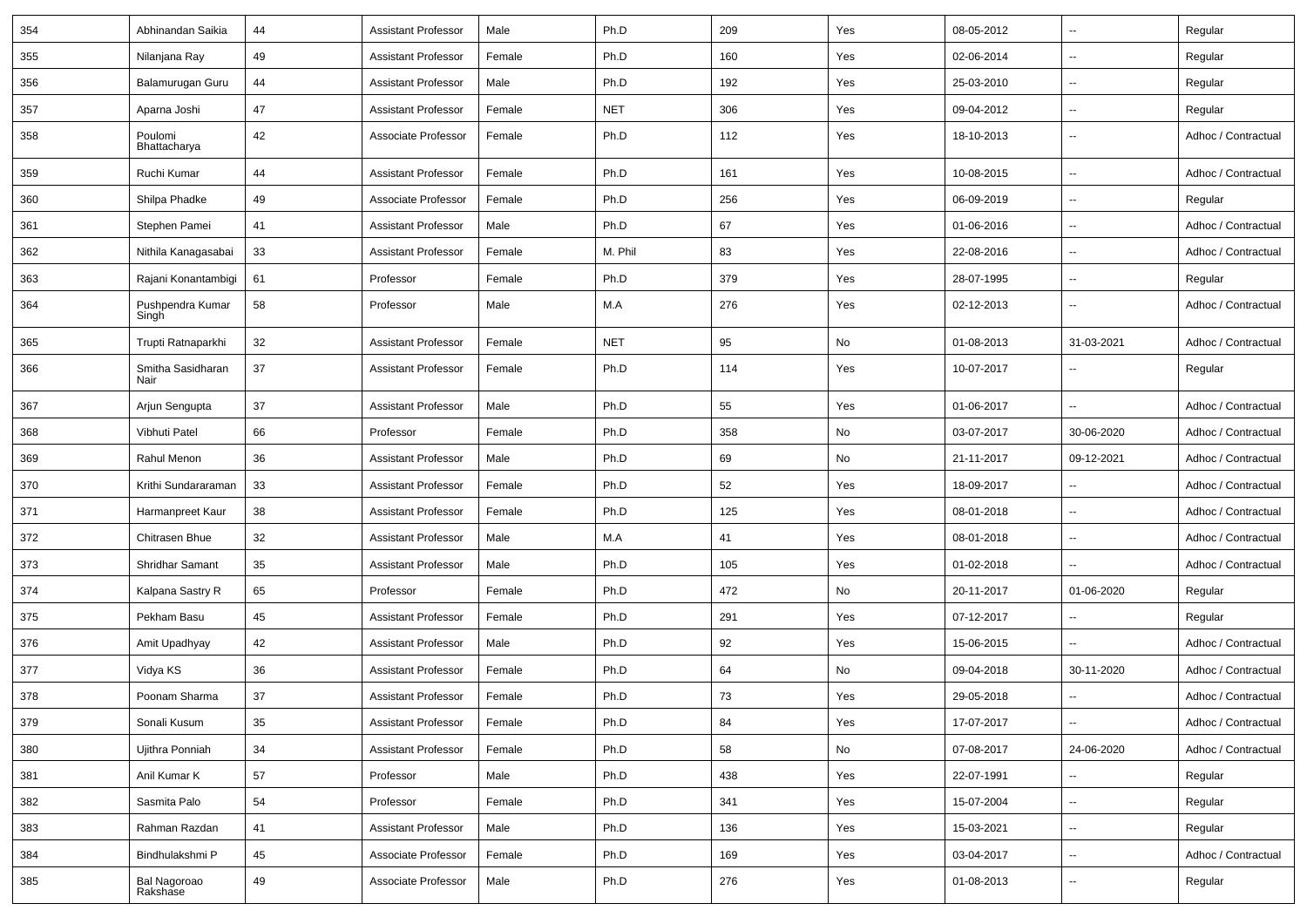| 354 | Abhinandan Saikia | 44 | Assistant Professor | Male | Ph.D | 209 | Yes | 08-05-2012 | -- | Regular |
|---|---|---|---|---|---|---|---|---|---|---|
| 355 | Nilanjana Ray | 49 | Assistant Professor | Female | Ph.D | 160 | Yes | 02-06-2014 | -- | Regular |
| 356 | Balamurugan Guru | 44 | Assistant Professor | Male | Ph.D | 192 | Yes | 25-03-2010 | -- | Regular |
| 357 | Aparna Joshi | 47 | Assistant Professor | Female | NET | 306 | Yes | 09-04-2012 | -- | Regular |
| 358 | Poulomi Bhattacharya | 42 | Associate Professor | Female | Ph.D | 112 | Yes | 18-10-2013 | -- | Adhoc / Contractual |
| 359 | Ruchi Kumar | 44 | Assistant Professor | Female | Ph.D | 161 | Yes | 10-08-2015 | -- | Adhoc / Contractual |
| 360 | Shilpa Phadke | 49 | Associate Professor | Female | Ph.D | 256 | Yes | 06-09-2019 | -- | Regular |
| 361 | Stephen Pamei | 41 | Assistant Professor | Male | Ph.D | 67 | Yes | 01-06-2016 | -- | Adhoc / Contractual |
| 362 | Nithila Kanagasabai | 33 | Assistant Professor | Female | M. Phil | 83 | Yes | 22-08-2016 | -- | Adhoc / Contractual |
| 363 | Rajani Konantambigi | 61 | Professor | Female | Ph.D | 379 | Yes | 28-07-1995 | -- | Regular |
| 364 | Pushpendra Kumar Singh | 58 | Professor | Male | M.A | 276 | Yes | 02-12-2013 | -- | Adhoc / Contractual |
| 365 | Trupti Ratnaparkhi | 32 | Assistant Professor | Female | NET | 95 | No | 01-08-2013 | 31-03-2021 | Adhoc / Contractual |
| 366 | Smitha Sasidharan Nair | 37 | Assistant Professor | Female | Ph.D | 114 | Yes | 10-07-2017 | -- | Regular |
| 367 | Arjun Sengupta | 37 | Assistant Professor | Male | Ph.D | 55 | Yes | 01-06-2017 | -- | Adhoc / Contractual |
| 368 | Vibhuti Patel | 66 | Professor | Female | Ph.D | 358 | No | 03-07-2017 | 30-06-2020 | Adhoc / Contractual |
| 369 | Rahul Menon | 36 | Assistant Professor | Male | Ph.D | 69 | No | 21-11-2017 | 09-12-2021 | Adhoc / Contractual |
| 370 | Krithi Sundararaman | 33 | Assistant Professor | Female | Ph.D | 52 | Yes | 18-09-2017 | -- | Adhoc / Contractual |
| 371 | Harmanpreet Kaur | 38 | Assistant Professor | Female | Ph.D | 125 | Yes | 08-01-2018 | -- | Adhoc / Contractual |
| 372 | Chitrasen Bhue | 32 | Assistant Professor | Male | M.A | 41 | Yes | 08-01-2018 | -- | Adhoc / Contractual |
| 373 | Shridhar Samant | 35 | Assistant Professor | Male | Ph.D | 105 | Yes | 01-02-2018 | -- | Adhoc / Contractual |
| 374 | Kalpana Sastry R | 65 | Professor | Female | Ph.D | 472 | No | 20-11-2017 | 01-06-2020 | Regular |
| 375 | Pekham Basu | 45 | Assistant Professor | Female | Ph.D | 291 | Yes | 07-12-2017 | -- | Regular |
| 376 | Amit Upadhyay | 42 | Assistant Professor | Male | Ph.D | 92 | Yes | 15-06-2015 | -- | Adhoc / Contractual |
| 377 | Vidya KS | 36 | Assistant Professor | Female | Ph.D | 64 | No | 09-04-2018 | 30-11-2020 | Adhoc / Contractual |
| 378 | Poonam Sharma | 37 | Assistant Professor | Female | Ph.D | 73 | Yes | 29-05-2018 | -- | Adhoc / Contractual |
| 379 | Sonali Kusum | 35 | Assistant Professor | Female | Ph.D | 84 | Yes | 17-07-2017 | -- | Adhoc / Contractual |
| 380 | Ujithra Ponniah | 34 | Assistant Professor | Female | Ph.D | 58 | No | 07-08-2017 | 24-06-2020 | Adhoc / Contractual |
| 381 | Anil Kumar K | 57 | Professor | Male | Ph.D | 438 | Yes | 22-07-1991 | -- | Regular |
| 382 | Sasmita Palo | 54 | Professor | Female | Ph.D | 341 | Yes | 15-07-2004 | -- | Regular |
| 383 | Rahman Razdan | 41 | Assistant Professor | Male | Ph.D | 136 | Yes | 15-03-2021 | -- | Regular |
| 384 | Bindhulakshmi P | 45 | Associate Professor | Female | Ph.D | 169 | Yes | 03-04-2017 | -- | Adhoc / Contractual |
| 385 | Bal Nagoroao Rakshase | 49 | Associate Professor | Male | Ph.D | 276 | Yes | 01-08-2013 | -- | Regular |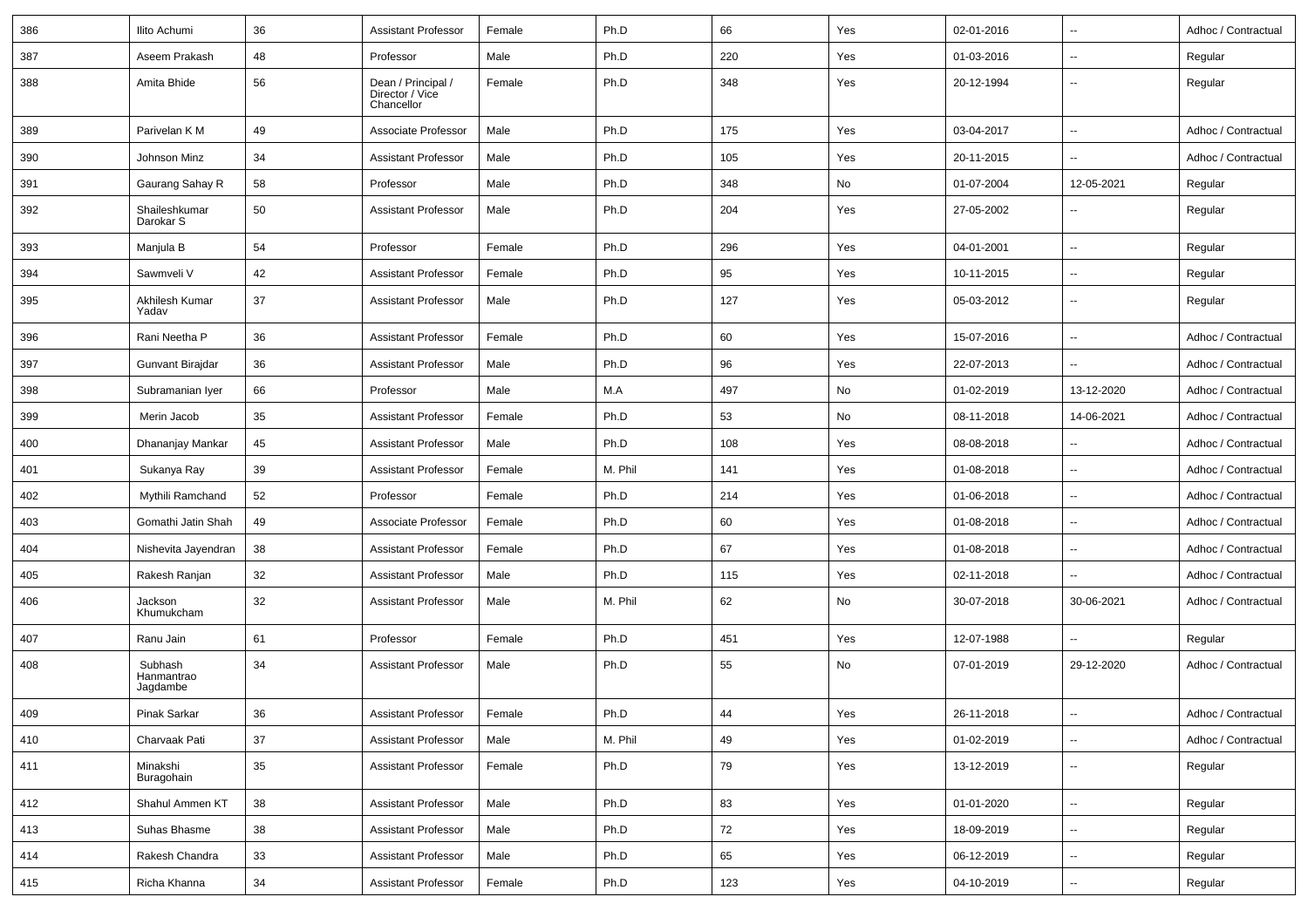| 386 | Ilito Achumi | 36 | Assistant Professor | Female | Ph.D | 66 | Yes | 02-01-2016 | -- | Adhoc / Contractual |
|---|---|---|---|---|---|---|---|---|---|---|
| 387 | Aseem Prakash | 48 | Professor | Male | Ph.D | 220 | Yes | 01-03-2016 | -- | Regular |
| 388 | Amita Bhide | 56 | Dean / Principal / Director / Vice Chancellor | Female | Ph.D | 348 | Yes | 20-12-1994 | -- | Regular |
| 389 | Parivelan K M | 49 | Associate Professor | Male | Ph.D | 175 | Yes | 03-04-2017 | -- | Adhoc / Contractual |
| 390 | Johnson Minz | 34 | Assistant Professor | Male | Ph.D | 105 | Yes | 20-11-2015 | -- | Adhoc / Contractual |
| 391 | Gaurang Sahay R | 58 | Professor | Male | Ph.D | 348 | No | 01-07-2004 | 12-05-2021 | Regular |
| 392 | Shaileshkumar Darokar S | 50 | Assistant Professor | Male | Ph.D | 204 | Yes | 27-05-2002 | -- | Regular |
| 393 | Manjula B | 54 | Professor | Female | Ph.D | 296 | Yes | 04-01-2001 | -- | Regular |
| 394 | Sawmveli V | 42 | Assistant Professor | Female | Ph.D | 95 | Yes | 10-11-2015 | -- | Regular |
| 395 | Akhilesh Kumar Yadav | 37 | Assistant Professor | Male | Ph.D | 127 | Yes | 05-03-2012 | -- | Regular |
| 396 | Rani Neetha P | 36 | Assistant Professor | Female | Ph.D | 60 | Yes | 15-07-2016 | -- | Adhoc / Contractual |
| 397 | Gunvant Birajdar | 36 | Assistant Professor | Male | Ph.D | 96 | Yes | 22-07-2013 | -- | Adhoc / Contractual |
| 398 | Subramanian Iyer | 66 | Professor | Male | M.A | 497 | No | 01-02-2019 | 13-12-2020 | Adhoc / Contractual |
| 399 | Merin Jacob | 35 | Assistant Professor | Female | Ph.D | 53 | No | 08-11-2018 | 14-06-2021 | Adhoc / Contractual |
| 400 | Dhananjay Mankar | 45 | Assistant Professor | Male | Ph.D | 108 | Yes | 08-08-2018 | -- | Adhoc / Contractual |
| 401 | Sukanya Ray | 39 | Assistant Professor | Female | M. Phil | 141 | Yes | 01-08-2018 | -- | Adhoc / Contractual |
| 402 | Mythili Ramchand | 52 | Professor | Female | Ph.D | 214 | Yes | 01-06-2018 | -- | Adhoc / Contractual |
| 403 | Gomathi Jatin Shah | 49 | Associate Professor | Female | Ph.D | 60 | Yes | 01-08-2018 | -- | Adhoc / Contractual |
| 404 | Nishevita Jayendran | 38 | Assistant Professor | Female | Ph.D | 67 | Yes | 01-08-2018 | -- | Adhoc / Contractual |
| 405 | Rakesh Ranjan | 32 | Assistant Professor | Male | Ph.D | 115 | Yes | 02-11-2018 | -- | Adhoc / Contractual |
| 406 | Jackson Khumukcham | 32 | Assistant Professor | Male | M. Phil | 62 | No | 30-07-2018 | 30-06-2021 | Adhoc / Contractual |
| 407 | Ranu Jain | 61 | Professor | Female | Ph.D | 451 | Yes | 12-07-1988 | -- | Regular |
| 408 | Subhash Hanmantrao Jagdambe | 34 | Assistant Professor | Male | Ph.D | 55 | No | 07-01-2019 | 29-12-2020 | Adhoc / Contractual |
| 409 | Pinak Sarkar | 36 | Assistant Professor | Female | Ph.D | 44 | Yes | 26-11-2018 | -- | Adhoc / Contractual |
| 410 | Charvaak Pati | 37 | Assistant Professor | Male | M. Phil | 49 | Yes | 01-02-2019 | -- | Adhoc / Contractual |
| 411 | Minakshi Buragohain | 35 | Assistant Professor | Female | Ph.D | 79 | Yes | 13-12-2019 | -- | Regular |
| 412 | Shahul Ammen KT | 38 | Assistant Professor | Male | Ph.D | 83 | Yes | 01-01-2020 | -- | Regular |
| 413 | Suhas Bhasme | 38 | Assistant Professor | Male | Ph.D | 72 | Yes | 18-09-2019 | -- | Regular |
| 414 | Rakesh Chandra | 33 | Assistant Professor | Male | Ph.D | 65 | Yes | 06-12-2019 | -- | Regular |
| 415 | Richa Khanna | 34 | Assistant Professor | Female | Ph.D | 123 | Yes | 04-10-2019 | -- | Regular |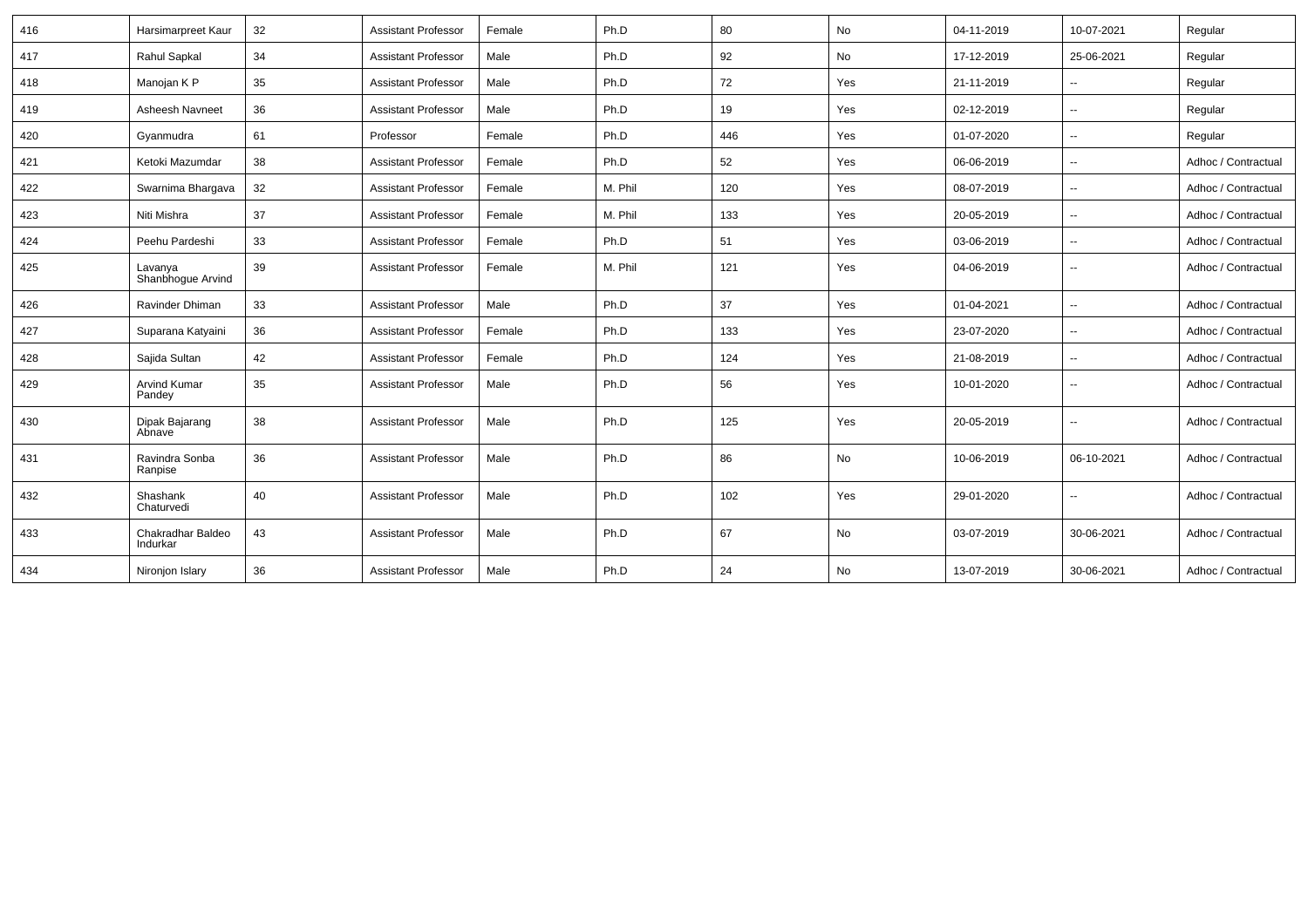| | | | | | | | | | | |
|---|---|---|---|---|---|---|---|---|---|---|
| 416 | Harsimarpreet Kaur | 32 | Assistant Professor | Female | Ph.D | 80 | No | 04-11-2019 | 10-07-2021 | Regular |
| 417 | Rahul Sapkal | 34 | Assistant Professor | Male | Ph.D | 92 | No | 17-12-2019 | 25-06-2021 | Regular |
| 418 | Manojan K P | 35 | Assistant Professor | Male | Ph.D | 72 | Yes | 21-11-2019 | -- | Regular |
| 419 | Asheesh Navneet | 36 | Assistant Professor | Male | Ph.D | 19 | Yes | 02-12-2019 | -- | Regular |
| 420 | Gyanmudra | 61 | Professor | Female | Ph.D | 446 | Yes | 01-07-2020 | -- | Regular |
| 421 | Ketoki Mazumdar | 38 | Assistant Professor | Female | Ph.D | 52 | Yes | 06-06-2019 | -- | Adhoc / Contractual |
| 422 | Swarnima Bhargava | 32 | Assistant Professor | Female | M. Phil | 120 | Yes | 08-07-2019 | -- | Adhoc / Contractual |
| 423 | Niti Mishra | 37 | Assistant Professor | Female | M. Phil | 133 | Yes | 20-05-2019 | -- | Adhoc / Contractual |
| 424 | Peehu Pardeshi | 33 | Assistant Professor | Female | Ph.D | 51 | Yes | 03-06-2019 | -- | Adhoc / Contractual |
| 425 | Lavanya Shanbhogue Arvind | 39 | Assistant Professor | Female | M. Phil | 121 | Yes | 04-06-2019 | -- | Adhoc / Contractual |
| 426 | Ravinder Dhiman | 33 | Assistant Professor | Male | Ph.D | 37 | Yes | 01-04-2021 | -- | Adhoc / Contractual |
| 427 | Suparana Katyaini | 36 | Assistant Professor | Female | Ph.D | 133 | Yes | 23-07-2020 | -- | Adhoc / Contractual |
| 428 | Sajida Sultan | 42 | Assistant Professor | Female | Ph.D | 124 | Yes | 21-08-2019 | -- | Adhoc / Contractual |
| 429 | Arvind Kumar Pandey | 35 | Assistant Professor | Male | Ph.D | 56 | Yes | 10-01-2020 | -- | Adhoc / Contractual |
| 430 | Dipak Bajarang Abnave | 38 | Assistant Professor | Male | Ph.D | 125 | Yes | 20-05-2019 | -- | Adhoc / Contractual |
| 431 | Ravindra Sonba Ranpise | 36 | Assistant Professor | Male | Ph.D | 86 | No | 10-06-2019 | 06-10-2021 | Adhoc / Contractual |
| 432 | Shashank Chaturvedi | 40 | Assistant Professor | Male | Ph.D | 102 | Yes | 29-01-2020 | -- | Adhoc / Contractual |
| 433 | Chakradhar Baldeo Indurkar | 43 | Assistant Professor | Male | Ph.D | 67 | No | 03-07-2019 | 30-06-2021 | Adhoc / Contractual |
| 434 | Nironjon Islary | 36 | Assistant Professor | Male | Ph.D | 24 | No | 13-07-2019 | 30-06-2021 | Adhoc / Contractual |